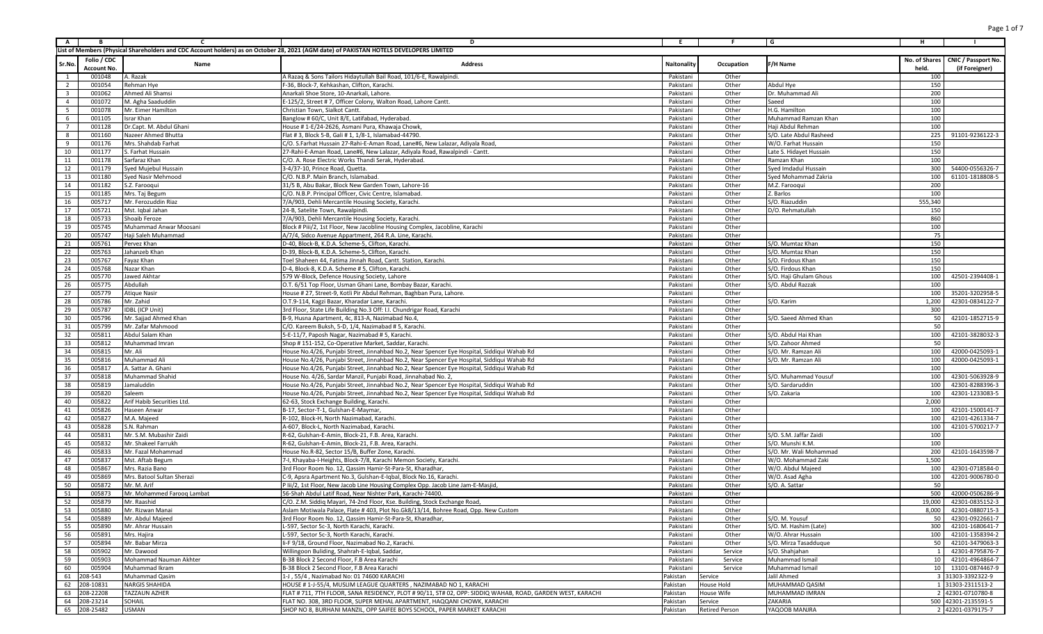| A | B | C | D | E | F | G | H | I |
|---|---|---|---|---|---|---|---|---|
| List of Members (Physical Shareholders and CDC Account holders) as on October 28, 2021 (AGM date) of PAKISTAN HOTELS DEVELOPERS LIMITED | | | | | | | | |
| Sr.No. | Folio / CDC Account No. | Name | Address | Naitonality | Occupation | F/H Name | No. of Shares held. | CNIC / Passport No. (if Foreigner) |
| 1 | 001048 | A. Razak | A Razaq & Sons Tailors Hidaytullah Bail Road, 101/6-E, Rawalpindi. | Pakistani | Other | | 100 | |
| 2 | 001054 | Rehman Hye | F-36, Block-7, Kehkashan, Clifton, Karachi. | Pakistani | Other | Abdul Hye | 150 | |
| 3 | 001062 | Ahmed Ali Shamsi | Anarkali Shoe Store, 10-Anarkali, Lahore. | Pakistani | Other | Dr. Muhammad Ali | 200 | |
| 4 | 001072 | M. Agha Saaduddin | E-125/2, Street # 7, Officer Colony, Walton Road, Lahore Cantt. | Pakistani | Other | Saeed | 100 | |
| 5 | 001078 | Mr. Eimer Hamilton | Christian Town, Sialkot Cantt. | Pakistani | Other | H.G. Hamilton | 100 | |
| 6 | 001105 | Israr Khan | Banglow # 60/C, Unit 8/E, Latifabad, Hyderabad. | Pakistani | Other | Muhammad Ramzan Khan | 100 | |
| 7 | 001128 | Dr.Capt. M. Abdul Ghani | House # 1-E/24-2626, Asmani Pura, Khawaja Chowk, | Pakistani | Other | Haji Abdul Rehman | 100 | |
| 8 | 001160 | Nazeer Ahmed Bhutta | Flat # 3, Block 5-B, Gali # 1, 1/8-1, Islamabad-44790. | Pakistani | Other | S/O. Late Abdul Rasheed | 225 | 91101-9236122-3 |
| 9 | 001176 | Mrs. Shahdab Farhat | C/O. S.Farhat Hussain 27-Rahi-E-Aman Road, Lane#6, New Lalazar, Adiyala Road, | Pakistani | Other | W/O. Farhat Hussain | 150 | |
| 10 | 001177 | S. Farhat Hussain | 27-Rahi-E-Aman Road, Lane#6, New Lalazar, Adiyala Road, Rawalpindi - Cantt. | Pakistani | Other | Late S. Hidayet Hussain | 150 | |
| 11 | 001178 | Sarfaraz Khan | C/O. A. Rose Electric Works Thandi Serak, Hyderabad. | Pakistani | Other | Ramzan Khan | 100 | |
| 12 | 001179 | Syed Mujebul Hussain | 3-4/37-10, Prince Road, Quetta. | Pakistani | Other | Syed Imdadul Hussain | 300 | 54400-0556326-7 |
| 13 | 001180 | Syed Nasir Mehmood | C/O. N.B.P. Main Branch, Islamabad. | Pakistani | Other | Syed Mohammad Zakria | 100 | 61101-1818808-5 |
| 14 | 001182 | S.Z. Farooqui | 31/5 B, Abu Bakar, Block New Garden Town, Lahore-16 | Pakistani | Other | M.Z. Farooqui | 200 | |
| 15 | 001185 | Mrs. Taj Begum | C/O. N.B.P. Principal Officer, Civic Centre, Islamabad. | Pakistani | Other | Z. Barlos | 100 | |
| 16 | 005717 | Mr. Ferozuddin Riaz | 7/A/903, Dehli Mercantile Housing Society, Karachi. | Pakistani | Other | S/O. Riazuddin | 555,340 | |
| 17 | 005721 | Mst. Iqbal Jahan | 24-B, Satelite Town, Rawalpindi. | Pakistani | Other | D/O. Rehmatullah | 150 | |
| 18 | 005733 | Shoaib Feroze | 7/A/903, Dehli Mercantile Housing Society, Karachi. | Pakistani | Other | | 860 | |
| 19 | 005745 | Muhammad Anwar Moosani | Block # Piii/2, 1st Floor, New Jacobline Housing Complex, Jacobline, Karachi | Pakistani | Other | | 100 | |
| 20 | 005747 | Haji Saleh Muhammad | A/7/4, Sidco Avenue Appartment, 264 R.A. Line, Karachi. | Pakistani | Other | | 75 | |
| 21 | 005761 | Pervez Khan | D-40, Block-B, K.D.A. Scheme-5, Clifton, Karachi. | Pakistani | Other | S/O. Mumtaz Khan | 150 | |
| 22 | 005763 | Jahanzeb Khan | D-39, Block-B, K.D.A. Scheme-5, Clifton, Karachi. | Pakistani | Other | S/O. Mumtaz Khan | 150 | |
| 23 | 005767 | Fayaz Khan | Toel Shaheen 44, Fatima Jinnah Road, Cantt. Station, Karachi. | Pakistani | Other | S/O. Firdous Khan | 150 | |
| 24 | 005768 | Nazar Khan | D-4, Block-8, K.D.A. Scheme # 5, Clifton, Karachi. | Pakistani | Other | S/O. Firdous Khan | 150 | |
| 25 | 005770 | Jawed Akhtar | 579 W-Block, Defence Housing Society, Lahore | Pakistani | Other | S/O. Haji Ghulam Ghous | 100 | 42501-2394408-1 |
| 26 | 005775 | Abdullah | O.T. 6/51 Top Floor, Usman Ghani Lane, Bombay Bazar, Karachi. | Pakistani | Other | S/O. Abdul Razzak | 100 | |
| 27 | 005779 | Atique Nasir | House # 27, Street-9, Kotli Pir Abdul Rehman, Baghban Pura, Lahore. | Pakistani | Other | | 100 | 35201-3202958-5 |
| 28 | 005786 | Mr. Zahid | O.T.9-114, Kagzi Bazar, Kharadar Lane, Karachi. | Pakistani | Other | S/O. Karim | 1,200 | 42301-0834122-7 |
| 29 | 005787 | IDBL (ICP Unit) | 3rd Floor, State Life Building No.3 Off: I.I. Chundrigar Road, Karachi | Pakistani | Other | | 300 | |
| 30 | 005796 | Mr. Sajjad Ahmed Khan | B-9, Husna Apartment, 4c, 813-A, Nazimabad No.4, | Pakistani | Other | S/O. Saeed Ahmed Khan | 50 | 42101-1852715-9 |
| 31 | 005799 | Mr. Zafar Mahmood | C/O. Kareem Buksh, 5-D, 1/4, Nazimabad # 5, Karachi. | Pakistani | Other | | 50 | |
| 32 | 005811 | Abdul Salam Khan | 5-E-11/7, Paposh Nagar, Nazimabad # 5, Karachi. | Pakistani | Other | S/O. Abdul Hai Khan | 100 | 42101-3828032-3 |
| 33 | 005812 | Muhammad Imran | Shop # 151-152, Co-Operative Market, Saddar, Karachi. | Pakistani | Other | S/O. Zahoor Ahmed | 50 | |
| 34 | 005815 | Mr. Ali | House No.4/26, Punjabi Street, Jinnahbad No.2, Near Spencer Eye Hospital, Siddiqui Wahab Rd | Pakistani | Other | S/O. Mr. Ramzan Ali | 100 | 42000-0425093-1 |
| 35 | 005816 | Muhammad Ali | House No.4/26, Punjabi Street, Jinnahbad No.2, Near Spencer Eye Hospital, Siddiqui Wahab Rd | Pakistani | Other | S/O. Mr. Ramzan Ali | 100 | 42000-0425093-1 |
| 36 | 005817 | A. Sattar A. Ghani | House No.4/26, Punjabi Street, Jinnahbad No.2, Near Spencer Eye Hospital, Siddiqui Wahab Rd | Pakistani | Other | | 100 | |
| 37 | 005818 | Muhammad Shahid | House No. 4/26, Sardar Manzil, Punjabi Road, Jinnahabad No. 2, | Pakistani | Other | S/O. Muhammad Yousuf | 100 | 42301-5063928-9 |
| 38 | 005819 | Jamaluddin | House No.4/26, Punjabi Street, Jinnahbad No.2, Near Spencer Eye Hospital, Siddiqui Wahab Rd | Pakistani | Other | S/O. Sardaruddin | 100 | 42301-8288396-3 |
| 39 | 005820 | Saleem | House No.4/26, Punjabi Street, Jinnahbad No.2, Near Spencer Eye Hospital, Siddiqui Wahab Rd | Pakistani | Other | S/O. Zakaria | 100 | 42301-1233083-5 |
| 40 | 005822 | Arif Habib Securities Ltd. | 62-63, Stock Exchange Building, Karachi. | Pakistani | Other | | 2,000 | |
| 41 | 005826 | Haseen Anwar | B-17, Sector-T-1, Gulshan-E-Maymar, | Pakistani | Other | | 100 | 42101-1500141-7 |
| 42 | 005827 | M.A. Majeed | R-102, Block-H, North Nazimabad, Karachi. | Pakistani | Other | | 100 | 42101-4261334-7 |
| 43 | 005828 | S.N. Rahman | A-607, Block-L, North Nazimabad, Karachi. | Pakistani | Other | | 100 | 42101-5700217-7 |
| 44 | 005831 | Mr. S.M. Mubashir Zaidi | R-62, Gulshan-E-Amin, Block-21, F.B. Area, Karachi. | Pakistani | Other | S/O. S.M. Jaffar Zaidi | 100 | |
| 45 | 005832 | Mr. Shakeel Farrukh | R-62, Gulshan-E-Amin, Block-21, F.B. Area, Karachi. | Pakistani | Other | S/O. Munshi K.M. | 100 | |
| 46 | 005833 | Mr. Fazal Mohammad | House No.R-82, Sector 15/B, Buffer Zone, Karachi. | Pakistani | Other | S/O. Mr. Wali Mohammad | 200 | 42101-1643598-7 |
| 47 | 005837 | Mst. Aftab Begum | 7-I, Khayaba-I-Heights, Block-7/8, Karachi Memon Society, Karachi. | Pakistani | Other | W/O. Mohammad Zaki | 1,500 | |
| 48 | 005867 | Mrs. Razia Bano | 3rd Floor Room No. 12, Qassim Hamir-St-Para-St, Kharadhar, | Pakistani | Other | W/O. Abdul Majeed | 100 | 42301-0718584-0 |
| 49 | 005869 | Mrs. Batool Sultan Sherazi | C-9, Apsra Apartment No.3, Gulshan-E-Iqbal, Block No.16, Karachi. | Pakistani | Other | W/O. Asad Agha | 100 | 42201-9006780-0 |
| 50 | 005872 | Mr. M. Arif | P iii/2, 1st Floor, New Jacob Line Housing Complex Opp. Jacob Line Jam-E-Masjid, | Pakistani | Other | S/O. A. Sattar | 50 | |
| 51 | 005873 | Mr. Mohammed Farooq Lambat | 56-Shah Abdul Latif Road, Near Nishter Park, Karachi-74400. | Pakistani | Other | | 500 | 42000-0506286-9 |
| 52 | 005879 | Mr. Raashid | C/O. Z.M. Siddiq Mayari, 74-2nd Floor, Kse. Building, Stock Exchange Road, | Pakistani | Other | | 19,000 | 42301-0835152-3 |
| 53 | 005880 | Mr. Rizwan Manai | Aslam Motiwala Palace, Flate # 403, Plot No.Gk8/13/14, Bohree Road, Opp. New Custom | Pakistani | Other | | 8,000 | 42301-0880715-3 |
| 54 | 005889 | Mr. Abdul Majeed | 3rd Floor Room No. 12, Qassim Hamir-St-Para-St, Kharadhar, | Pakistani | Other | S/O. M. Yousuf | 50 | 42301-0922661-7 |
| 55 | 005890 | Mr. Ahrar Hussain | L-597, Sector 5c-3, North Karachi, Karachi. | Pakistani | Other | S/O. M. Hashim (Late) | 300 | 42101-1680641-7 |
| 56 | 005891 | Mrs. Hajira | L-597, Sector 5c-3, North Karachi, Karachi. | Pakistani | Other | W/O. Ahrar Hussain | 100 | 42101-1358394-2 |
| 57 | 005894 | Mr. Babar Mirza | Ii-F 9/18, Ground Floor, Nazimabad No.2, Karachi. | Pakistani | Other | S/O. Mirza Tasadduque | 50 | 42101-3479063-3 |
| 58 | 005902 | Mr. Dawood | Willingoon Buliding, Shahrah-E-Iqbal, Saddar, | Pakistani | Service | S/O. Shahjahan | 1 | 42301-8795876-7 |
| 59 | 005903 | Mohammad Nauman Akhter | B-38 Block 2 Second Floor, F.B Area Karachi | Pakistani | Service | Muhammad Ismail | 10 | 42101-4964864-7 |
| 60 | 005904 | Muhammad Ikram | B-38 Block 2 Second Floor, F.B Area Karachi | Pakistani | Service | Muhammad Ismail | 10 | 13101-0874467-9 |
| 61 | 208-543 | Muhammad Qasim | 1-J , 55/4 , Nazimabad No: 01 74600 KARACHI | Pakistan | Service | Jalil Ahmed | 3 | 31303-3392322-9 |
| 62 | 208-10831 | NARGIS SHAHIDA | HOUSE # 1-J-55/4, MUSLIM LEAGUE QUARTERS , NAZIMABAD NO 1, KARACHI | Pakistan | House Hold | MUHAMMAD QASIM | 1 | 31303-2311513-2 |
| 63 | 208-22208 | TAZZAUN AZHER | FLAT # 711, 7TH FLOOR, SANA RESIDENCY, PLOT # 90/11, ST# 02, OPP: SIDDIQ WAHAB, ROAD, GARDEN WEST, KARACHI | Pakistan | House Wife | MUHAMMAD IMRAN | 2 | 42301-0710780-8 |
| 64 | 208-23214 | SOHAIL | FLAT NO. 308, 3RD FLOOR, SUPER MEHAL APARTMENT, HAQQANI CHOWK, KARACHI | Pakistan | Service | ZAKARIA | 500 | 42301-2135591-5 |
| 65 | 208-25482 | USMAN | SHOP NO 8, BURHANI MANZIL, OPP SAIFEE BOYS SCHOOL, PAPER MARKET KARACHI | Pakistan | Retired Person | YAQOOB MANJRA | 2 | 42201-0379175-7 |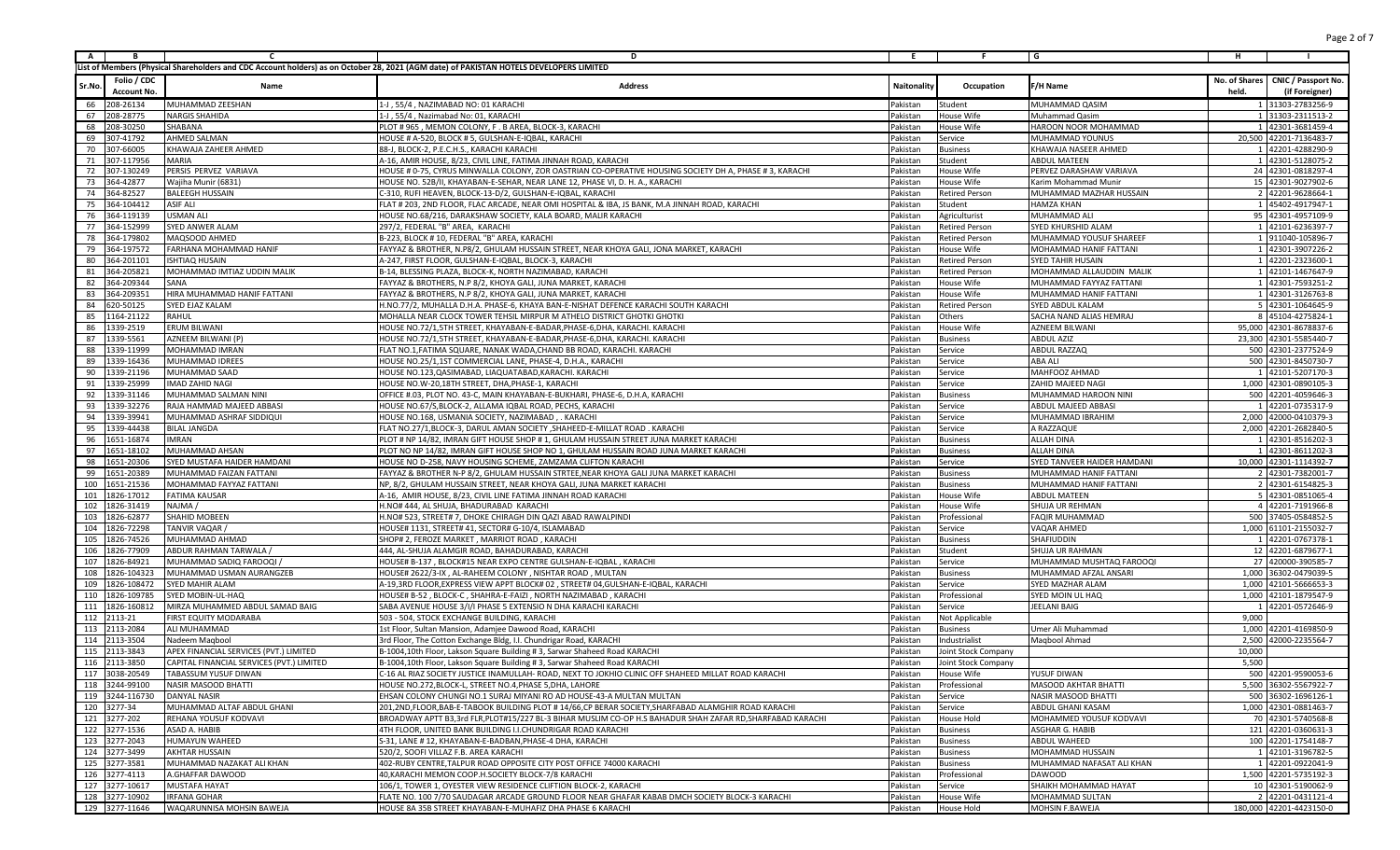List of Members (Physical Shareholders and CDC Account holders) as on October 28, 2021 (AGM date) of PAKISTAN HOTELS DEVELOPERS LIMITED

| Sr.No. | Folio / CDC Account No. | Name | Address | Naitonality | Occupation | F/H Name | No. of Shares held. | CNIC / Passport No. (if Foreigner) |
|---|---|---|---|---|---|---|---|---|
| 66 | 208-26134 | MUHAMMAD ZEESHAN | 1-J , 55/4 , NAZIMABAD NO: 01 KARACHI | Pakistan | Student | MUHAMMAD QASIM | 1 | 31303-2783256-9 |
| 67 | 208-28775 | NARGIS SHAHIDA | 1-J , 55/4 , Nazimabad No: 01, KARACHI | Pakistan | House Wife | Muhammad Qasim | 1 | 31303-2311513-2 |
| 68 | 208-30250 | SHABANA | PLOT # 965 , MEMON COLONY, F . B AREA, BLOCK-3, KARACHI | Pakistan | House Wife | HAROON NOOR MOHAMMAD | 1 | 42301-3681459-4 |
| 69 | 307-41792 | AHMED SALMAN | HOUSE # A-520, BLOCK # 5, GULSHAN-E-IQBAL, KARACHI | Pakistan | Service | MUHAMMAD YOUNUS | 20,500 | 42201-7136483-7 |
| 70 | 307-66005 | KHAWAJA ZAHEER AHMED | 88-J, BLOCK-2, P.E.C.H.S., KARACHI KARACHI | Pakistan | Business | KHAWAJA NASEER AHMED | 1 | 42201-4288290-9 |
| 71 | 307-117956 | MARIA | A-16, AMIR HOUSE, 8/23, CIVIL LINE, FATIMA JINNAH ROAD, KARACHI | Pakistan | Student | ABDUL MATEEN | 1 | 42301-5128075-2 |
| 72 | 307-130249 | PERSIS PERVEZ VARIAVA | HOUSE # 0-75, CYRUS MINWALLA COLONY, ZOR OASTRIAN CO-OPERATIVE HOUSING SOCIETY DH A, PHASE # 3, KARACHI | Pakistan | House Wife | PERVEZ DARASHAW VARIAVA | 24 | 42301-0818297-4 |
| 73 | 364-42877 | Wajiha Munir (6831) | HOUSE NO. 52B/II, KHAYABAN-E-SEHAR, NEAR LANE 12, PHASE VI, D. H. A., KARACHI | Pakistan | House Wife | Karim Mohammad Munir | 15 | 42301-9027902-6 |
| 74 | 364-82527 | BALEEGH HUSSAIN | C-310, RUFI HEAVEN, BLOCK-13-D/2, GULSHAN-E-IQBAL, KARACHI | Pakistan | Retired Person | MUHAMMAD MAZHAR HUSSAIN | 2 | 42201-9628664-1 |
| 75 | 364-104412 | ASIF ALI | FLAT # 203, 2ND FLOOR, FLAC ARCADE, NEAR OMI HOSPITAL & IBA, JS BANK, M.A JINNAH ROAD, KARACHI | Pakistan | Student | HAMZA KHAN | 1 | 45402-4917947-1 |
| 76 | 364-119139 | USMAN ALI | HOUSE NO.68/216, DARAKSHAW SOCIETY, KALA BOARD, MALIR KARACHI | Pakistan | Agriculturist | MUHAMMAD ALI | 95 | 42301-4957109-9 |
| 77 | 364-152999 | SYED ANWER ALAM | 297/2, FEDERAL "B" AREA, KARACHI | Pakistan | Retired Person | SYED KHURSHID ALAM | 1 | 42101-6236397-7 |
| 78 | 364-179802 | MAQSOOD AHMED | B-223, BLOCK # 10, FEDERAL "B" AREA, KARACHI | Pakistan | Retired Person | MUHAMMAD YOUSUF SHAREEF | 1 | 911040-105896-7 |
| 79 | 364-197572 | FARHANA MOHAMMAD HANIF | FAYYAZ & BROTHER, N.P8/2, GHULAM HUSSAIN STREET, NEAR KHOYA GALI, JONA MARKET, KARACHI | Pakistan | House Wife | MOHAMMAD HANIF FATTANI | 1 | 42301-3907226-2 |
| 80 | 364-201101 | ISHTIAQ HUSAIN | A-247, FIRST FLOOR, GULSHAN-E-IQBAL, BLOCK-3, KARACHI | Pakistan | Retired Person | SYED TAHIR HUSAIN | 1 | 42201-2323600-1 |
| 81 | 364-205821 | MOHAMMAD IMTIAZ UDDIN MALIK | B-14, BLESSING PLAZA, BLOCK-K, NORTH NAZIMABAD, KARACHI | Pakistan | Retired Person | MUHAMMAD ALLAUDDIN MALIK | 1 | 42101-1467647-9 |
| 82 | 364-209344 | SANA | FAYYAZ & BROTHERS, N.P 8/2, KHOYA GALI, JUNA MARKET, KARACHI | Pakistan | House Wife | MUHAMMAD FAYYAZ FATTANI | 1 | 42301-7593251-2 |
| 83 | 364-209351 | HIRA MUHAMMAD HANIF FATTANI | FAYYAZ & BROTHERS, N.P 8/2, KHOYA GALI, JUNA MARKET, KARACHI | Pakistan | House Wife | MUHAMMAD HANIF FATTANI | 1 | 42301-3126763-8 |
| 84 | 620-50125 | SYED EJAZ KALAM | H.NO.77/2, MUHALLA D.H.A. PHASE-6, KHAYA BAN-E-NISHAT DEFENCE KARACHI SOUTH KARACHI | Pakistan | Retired Person | SYED ABDUL KALAM | 5 | 42301-1064645-9 |
| 85 | 1164-21122 | RAHUL | MOHALLA NEAR CLOCK TOWER TEHSIL MIRPUR M ATHELO DISTRICT GHOTKI GHOTKI | Pakistan | Others | SACHA NAND ALIAS HEMRAJ | 8 | 45104-4275824-1 |
| 86 | 1339-2519 | ERUM BILWANI | HOUSE NO.72/1,5TH STREET, KHAYABAN-E-BADAR,PHASE-6,DHA, KARACHI. KARACHI | Pakistan | House Wife | AZNEEM BILWANI | 95,000 | 42301-8678837-6 |
| 87 | 1339-5561 | AZNEEM BILWANI (P) | HOUSE NO.72/1,5TH STREET, KHAYABAN-E-BADAR,PHASE-6,DHA, KARACHI. KARACHI | Pakistan | Business | ABDUL AZIZ | 23,300 | 42301-5585440-7 |
| 88 | 1339-11999 | MOHAMMAD IMRAN | FLAT NO.1,FATIMA SQUARE, NANAK WADA,CHAND BB ROAD, KARACHI. KARACHI | Pakistan | Service | ABDUL RAZZAQ | 500 | 42301-2377524-9 |
| 89 | 1339-16436 | MUHAMMAD IDREES | HOUSE NO.25/1,1ST COMMERCIAL LANE, PHASE-4, D.H.A., KARACHI | Pakistan | Service | ABA ALI | 500 | 42301-8450730-7 |
| 90 | 1339-21196 | MUHAMMAD SAAD | HOUSE NO.123,QASIMABAD, LIAQUATABAD,KARACHI. KARACHI | Pakistan | Service | MAHFOOZ AHMAD | 1 | 42101-5207170-3 |
| 91 | 1339-25999 | IMAD ZAHID NAGI | HOUSE NO.W-20,18TH STREET, DHA,PHASE-1, KARACHI | Pakistan | Service | ZAHID MAJEED NAGI | 1,000 | 42301-0890105-3 |
| 92 | 1339-31146 | MUHAMMAD SALMAN NINI | OFFICE #.03, PLOT NO. 43-C, MAIN KHAYABAN-E-BUKHARI, PHASE-6, D.H.A, KARACHI | Pakistan | Business | MUHAMMAD HAROON NINI | 500 | 42301-4059646-3 |
| 93 | 1339-32276 | RAJA HAMMAD MAJEED ABBASI | HOUSE NO.67/S,BLOCK-2, ALLAMA IQBAL ROAD, PECHS, KARACHI | Pakistan | Service | ABDUL MAJEED ABBASI | 1 | 42201-0735317-9 |
| 94 | 1339-39941 | MUHAMMAD ASHRAF SIDDIQUI | HOUSE NO.168, USMANIA SOCIETY, NAZIMABAD , . KARACHI | Pakistan | Service | MUHAMMAD IBRAHIM | 2,000 | 42000-0410379-3 |
| 95 | 1339-44438 | BILAL JANGDA | FLAT NO.27/1,BLOCK-3, DARUL AMAN SOCIETY ,SHAHEED-E-MILLAT ROAD . KARACHI | Pakistan | Service | A RAZZAQUE | 2,000 | 42201-2682840-5 |
| 96 | 1651-16874 | IMRAN | PLOT # NP 14/82, IMRAN GIFT HOUSE SHOP # 1, GHULAM HUSSAIN STREET JUNA MARKET KARACHI | Pakistan | Business | ALLAH DINA | 1 | 42301-8516202-3 |
| 97 | 1651-18102 | MUHAMMAD AHSAN | PLOT NO NP 14/82, IMRAN GIFT HOUSE SHOP NO 1, GHULAM HUSSAIN ROAD JUNA MARKET KARACHI | Pakistan | Business | ALLAH DINA | 1 | 42301-8611202-3 |
| 98 | 1651-20306 | SYED MUSTAFA HAIDER HAMDANI | HOUSE NO D-258, NAVY HOUSING SCHEME, ZAMZAMA CLIFTON KARACHI | Pakistan | Service | SYED TANVEER HAIDER HAMDANI | 10,000 | 42301-1114392-7 |
| 99 | 1651-20389 | MUHAMMAD FAIZAN FATTANI | FAYYAZ & BROTHER N-P 8/2, GHULAM HUSSAIN STRTEE,NEAR KHOYA GALI JUNA MARKET KARACHI | Pakistan | Business | MUHAMMAD HANIF FATTANI | 2 | 42301-7382001-7 |
| 100 | 1651-21536 | MOHAMMAD FAYYAZ FATTANI | NP, 8/2, GHULAM HUSSAIN STREET, NEAR KHOYA GALI, JUNA MARKET KARACHI | Pakistan | Business | MUHAMMAD HANIF FATTANI | 2 | 42301-6154825-3 |
| 101 | 1826-17012 | FATIMA KAUSAR | A-16, AMIR HOUSE, 8/23, CIVIL LINE FATIMA JINNAH ROAD KARACHI | Pakistan | House Wife | ABDUL MATEEN | 5 | 42301-0851065-4 |
| 102 | 1826-31419 | NAJMA / | H.NO# 444, AL SHUJA, BHADURABAD KARACHI | Pakistan | House Wife | SHUJA UR REHMAN | 4 | 42201-7191966-8 |
| 103 | 1826-62877 | SHAHID MOBEEN | H.NO# 523, STREET# 7, DHOKE CHIRAGH DIN QAZI ABAD RAWALPINDI | Pakistan | Professional | FAQIR MUHAMMAD | 500 | 37405-0584852-5 |
| 104 | 1826-72298 | TANVIR VAQAR / | HOUSE# 1131, STREET# 41, SECTOR# G-10/4, ISLAMABAD | Pakistan | Service | VAQAR AHMED | 1,000 | 61101-2155032-7 |
| 105 | 1826-74526 | MUHAMMAD AHMAD | SHOP# 2, FEROZE MARKET , MARRIOT ROAD , KARACHI | Pakistan | Business | SHAFIUDDIN | 1 | 42201-0767378-1 |
| 106 | 1826-77909 | ABDUR RAHMAN TARWALA / | 444, AL-SHUJA ALAMGIR ROAD, BAHADURABAD, KARACHI | Pakistan | Student | SHUJA UR RAHMAN | 12 | 42201-6879677-1 |
| 107 | 1826-84921 | MUHAMMAD SADIQ FAROOQI / | HOUSE# B-137 , BLOCK#15 NEAR EXPO CENTRE GULSHAN-E-IQBAL , KARACHI | Pakistan | Service | MUHAMMAD MUSHTAQ FAROOQI | 27 | 420000-390585-7 |
| 108 | 1826-104323 | MUHAMMAD USMAN AURANGZEB | HOUSE# 2622/3-IX , AL-RAHEEM COLONY , NISHTAR ROAD , MULTAN | Pakistan | Business | ABDUL MAJEED AFZAL ANSARI | 1,000 | 36302-0479039-5 |
| 109 | 1826-108472 | SYED MAHIR ALAM | A-19,3RD FLOOR,EXPRESS VIEW APPT BLOCK# 02 , STREET# 04,GULSHAN-E-IQBAL, KARACHI | Pakistan | Service | SYED MAZHAR ALAM | 1,000 | 42101-5666653-3 |
| 110 | 1826-109785 | SYED MOBIN-UL-HAQ | HOUSE# B-52 , BLOCK-C , SHAHRA-E-FAIZI , NORTH NAZIMABAD , KARACHI | Pakistan | Professional | SYED MOIN UL HAQ | 1,000 | 42101-1879547-9 |
| 111 | 1826-160812 | MIRZA MUHAMMED ABDUL SAMAD BAIG | SABA AVENUE HOUSE 3/I/I PHASE 5 EXTENSIO N DHA KARACHI KARACHI | Pakistan | Service | JEELANI BAIG | 1 | 42201-0572646-9 |
| 112 | 2113-21 | FIRST EQUITY MODARABA | 503 - 504, STOCK EXCHANGE BUILDING, KARACHI | Pakistan | Not Applicable | | 9,000 | |
| 113 | 2113-2084 | ALI MUHAMMAD | 1st Floor, Sultan Mansion, Adamjee Dawood Road, KARACHI | Pakistan | Business | Umer Ali Muhammad | 1,000 | 42201-4169850-9 |
| 114 | 2113-3504 | Nadeem Maqbool | 3rd Floor, The Cotton Exchange Bldg, I.I. Chundrigar Road, KARACHI | Pakistan | Industrialist | Maqbool Ahmad | 2,500 | 42000-2235564-7 |
| 115 | 2113-3843 | APEX FINANCIAL SERVICES (PVT.) LIMITED | B-1004,10th Floor, Lakson Square Building # 3, Sarwar Shaheed Road KARACHI | Pakistan | Joint Stock Company | | 10,000 | |
| 116 | 2113-3850 | CAPITAL FINANCIAL SERVICES (PVT.) LIMITED | B-1004,10th Floor, Lakson Square Building # 3, Sarwar Shaheed Road KARACHI | Pakistan | Joint Stock Company | | 5,500 | |
| 117 | 3038-20549 | TABASSUM YUSUF DIWAN | C-16 AL RIAZ SOCIETY JUSTICE INAMULLAH- ROAD, NEXT TO JOKHIO CLINIC OFF SHAHEED MILLAT ROAD KARACHI | Pakistan | House Wife | YUSUF DIWAN | 500 | 42201-9590053-6 |
| 118 | 3244-99100 | NASIR MASOOD BHATTI | HOUSE NO.272,BLOCK-L, STREET NO.4,PHASE 5,DHA, LAHORE | Pakistan | Professional | MASOOD AKHTAR BHATTI | 5,500 | 36302-5567922-7 |
| 119 | 3244-116730 | DANYAL NASIR | EHSAN COLONY CHUNGI NO.1 SURAJ MIYANI RO AD HOUSE-43-A MULTAN MULTAN | Pakistan | Service | NASIR MASOOD BHATTI | 500 | 36302-1696126-1 |
| 120 | 3277-34 | MUHAMMAD ALTAF ABDUL GHANI | 201,2ND,FLOOR,BAB-E-TABOOK BUILDING PLOT # 14/66,CP BERAR SOCIETY,SHARFABAD ALAMGHIR ROAD KARACHI | Pakistan | Service | ABDUL GHANI KASAM | 1,000 | 42301-0881463-7 |
| 121 | 3277-202 | REHANA YOUSUF KODVAVI | BROADWAY APTT B3,3rd FLR,PLOT#15/227 BL-3 BIHAR MUSLIM CO-OP H.S BAHADUR SHAH ZAFAR RD,SHARFABAD KARACHI | Pakistan | House Hold | MOHAMMED YOUSUF KODVAVI | 70 | 42301-5740568-8 |
| 122 | 3277-1536 | ASAD A. HABIB | 4TH FLOOR, UNITED BANK BUILDING I.I.CHUNDRIGAR ROAD KARACHI | Pakistan | Business | ASGHAR G. HABIB | 121 | 42201-0360631-3 |
| 123 | 3277-2043 | HUMAYUN WAHEED | S-31, LANE # 12, KHAYABAN-E-BADBAN,PHASE-4 DHA, KARACHI | Pakistan | Business | ABDUL WAHEED | 100 | 42201-1754148-7 |
| 124 | 3277-3499 | AKHTAR HUSSAIN | 520/2, SOOFI VILLAZ F.B. AREA KARACHI | Pakistan | Business | MOHAMMAD HUSSAIN | 1 | 42101-3196782-5 |
| 125 | 3277-3581 | MUHAMMAD NAZAKAT ALI KHAN | 402-RUBY CENTRE,TALPUR ROAD OPPOSITE CITY POST OFFICE 74000 KARACHI | Pakistan | Business | MUHAMMAD NAFASAT ALI KHAN | 1 | 42201-0922041-9 |
| 126 | 3277-4113 | A.GHAFFAR DAWOOD | 40,KARACHI MEMON COOP.H.SOCIETY BLOCK-7/8 KARACHI | Pakistan | Professional | DAWOOD | 1,500 | 42201-5735192-3 |
| 127 | 3277-10617 | MUSTAFA HAYAT | 106/1, TOWER 1, OYESTER VIEW RESIDENCE CLIFTION BLOCK-2, KARACHI | Pakistan | Service | SHAIKH MOHAMMAD HAYAT | 10 | 42301-5190062-9 |
| 128 | 3277-10902 | IRFANA GOHAR | FLATE NO. 100 7/70 SAUDAGAR ARCADE GROUND FLOOR NEAR GHAFAR KABAB DMCH SOCIETY BLOCK-3 KARACHI | Pakistan | House Wife | MOHAMMAD SULTAN | 2 | 42201-0431121-4 |
| 129 | 3277-11646 | WAQARUNNISA MOHSIN BAWEJA | HOUSE 8A 35B STREET KHAYABAN-E-MUHAFIZ DHA PHASE 6 KARACHI | Pakistan | House Hold | MOHSIN F.BAWEJA | 180,000 | 42201-4423150-0 |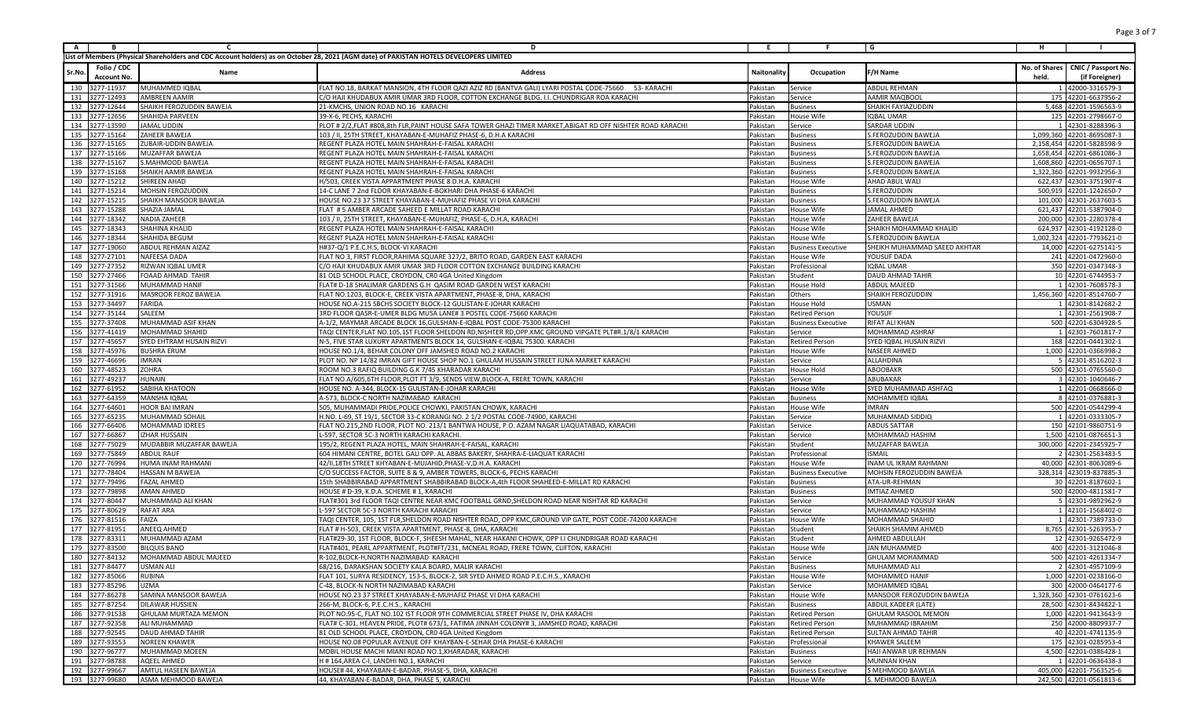List of Members (Physical Shareholders and CDC Account holders) as on October 28, 2021 (AGM date) of PAKISTAN HOTELS DEVELOPERS LIMITED

| Sr.No. | Folio / CDC Account No. | Name | Address | Naitonality | Occupation | F/H Name | No. of Shares held. | CNIC / Passport No. (if Foreigner) |
|---|---|---|---|---|---|---|---|---|
| 130 | 3277-11937 | MUHAMMED IQBAL | FLAT NO.18, BARKAT MANSION, 4TH FLOOR QAZI AZIZ RD (BANTVA GALI) LYARI POSTAL CODE-75660 53- KARACHI | Pakistan | Service | ABDUL REHMAN | 1 | 42000-3316579-3 |
| 131 | 3277-12493 | AMBREEN AAMIR | C/O HAJI KHUDABUX AMIR UMAR 3RD FLOOR, COTTON EXCHANGE BLDG. I.I. CHUNDRIGAR ROA KARACHI | Pakistan | Service | AAMIR MAQBOOL | 175 | 42201-6637956-2 |
| 132 | 3277-12644 | SHAIKH FEROZUDDIN BAWEJA | 21-KMCHS, UNION ROAD NO.16 KARACHI | Pakistan | Business | SHAIKH FAYIAZUDDIN | 5,468 | 42201-1596563-9 |
| 133 | 3277-12656 | SHAHIDA PARVEEN | 39-X-6, PECHS, KARACHI | Pakistan | House Wife | IQBAL UMAR | 125 | 42201-2798667-0 |
| 134 | 3277-13590 | JAMAL UDDIN | PLOT # 2/2,FLAT #808,8th FLR,PAINT HOUSE SAFA TOWER GHAZI TIMER MARKET,ABIGAT RD OFF NISHTER ROAD KARACHI | Pakistan | Service | SARDAR UDDIN | 1 | 42301-8288396-3 |
| 135 | 3277-15164 | ZAHEER BAWEJA | 103 / II, 25TH STREET, KHAYABAN-E-MUHAFIZ PHASE-6, D.H.A KARACHI | Pakistan | Business | S.FEROZUDDIN BAWEJA | 1,099,360 | 42201-8695087-3 |
| 136 | 3277-15165 | ZUBAIR-UDDIN BAWEJA | REGENT PLAZA HOTEL MAIN SHAHRAH-E-FAISAL KARACHI | Pakistan | Business | S.FEROZUDDIN BAWEJA | 2,158,454 | 42201-5828598-9 |
| 137 | 3277-15166 | MUZAFFAR BAWEJA | REGENT PLAZA HOTEL MAIN SHAHRAH-E-FAISAL KARACHI | Pakistan | Business | S.FEROZUDDIN BAWEJA | 1,658,454 | 42201-6861086-3 |
| 138 | 3277-15167 | S.MAHMOOD BAWEJA | REGENT PLAZA HOTEL MAIN SHAHRAH-E-FAISAL KARACHI | Pakistan | Business | S.FEROZUDDIN BAWEJA | 1,608,860 | 42201-0656707-1 |
| 139 | 3277-15168 | SHAIKH AAMIR BAWEJA | REGENT PLAZA HOTEL MAIN SHAHRAH-E-FAISAL KARACHI | Pakistan | Business | S.FEROZUDDIN BAWEJA | 1,322,360 | 42201-9932956-3 |
| 140 | 3277-15212 | SHIREEN AHAD | H/503, CREEK VISTA APPARTMENT PHASE 8 D.H.A. KARACHI | Pakistan | House Wife | AHAD ABUL WALI | 622,437 | 42301-3751907-4 |
| 141 | 3277-15214 | MOHSIN FEROZUDDIN | 14-C LANE 7 2nd FLOOR KHAYABAN-E-BOKHARI DHA PHASE-6 KARACHI | Pakistan | Business | S.FEROZUDDIN | 500,919 | 42201-1242650-7 |
| 142 | 3277-15215 | SHAIKH MANSOOR BAWEJA | HOUSE NO.23 37 STREET KHAYABAN-E-MUHAFIZ PHASE VI DHA KARACHI | Pakistan | Business | S.FEROZUDDIN BAWEJA | 101,000 | 42201-2637603-5 |
| 143 | 3277-15288 | SHAZIA JAMAL | FLAT # 5 AMBER ARCADE SAHEED E MILLAT ROAD KARACHI | Pakistan | House Wife | JAMAL AHMED | 621,437 | 42201-5387904-0 |
| 144 | 3277-18342 | NADIA ZAHEER | 103 / II, 25TH STREET, KHAYABAN-E-MUHAFIZ, PHASE-6, D.H.A, KARACHI | Pakistan | House Wife | ZAHEER BAWEJA | 200,000 | 42301-2280378-4 |
| 145 | 3277-18343 | SHAHINA KHALID | REGENT PLAZA HOTEL MAIN SHAHRAH-E-FAISAL KARACHI | Pakistan | House Wife | SHAIKH MOHAMMAD KHALID | 624,937 | 42301-4192128-0 |
| 146 | 3277-18344 | SHAHIDA BEGUM | REGENT PLAZA HOTEL MAIN SHAHRAH-E-FAISAL KARACHI | Pakistan | House Wife | S.FEROZUDDIN BAWEJA | 1,002,324 | 42201-7793621-0 |
| 147 | 3277-19060 | ABDUL REHMAN AIZAZ | H#37-Q/1 P.E.C.H.S, BLOCK-VI KARACHI | Pakistan | Business Executive | SHEIKH MUHAMMAD SAEED AKHTAR | 14,000 | 42201-6275141-5 |
| 148 | 3277-27101 | NAFEESA DADA | FLAT NO 3, FIRST FLOOR,RAHIMA SQUARE 327/2, BRITO ROAD, GARDEN EAST KARACHI | Pakistan | House Wife | YOUSUF DADA | 241 | 42201-0472960-0 |
| 149 | 3277-27352 | RIZWAN IQBAL UMER | C/O HAJI KHUDABUX AMIR UMAR 3RD FLOOR COTTON EXCHANGE BUILDING KARACHI | Pakistan | Professional | IQBAL UMAR | 350 | 42201-0347348-3 |
| 150 | 3277-27466 | FOAAD AHMAD TAHIR | 81 OLD SCHOOL PLACE, CROYDON, CR0 4GA United Kingdom | Pakistan | Student | DAUD AHMAD TAHIR | 10 | 42201-6744953-7 |
| 151 | 3277-31566 | MUHAMMAD HANIF | FLAT# D-18 SHALIMAR GARDENS G.H QASIM ROAD GARDEN WEST KARACHI | Pakistan | House Hold | ABDUL MAJEED | 1 | 42301-7608578-3 |
| 152 | 3277-31916 | MASROOR FEROZ BAWEJA | FLAT NO.1203, BLOCK-E, CREEK VISTA APARTMENT, PHASE-8, DHA, KARACHI | Pakistan | Others | SHAIKH FEROZUDDIN | 1,456,360 | 42201-8514760-7 |
| 153 | 3277-34497 | FARIDA | HOUSE NO.A-215 SBCHS SOCIETY BLOCK-12 GULISTAN-E-JOHAR KARACHI | Pakistan | House Hold | USMAN | 1 | 42301-8142682-2 |
| 154 | 3277-35144 | SALEEM | 3RD FLOOR QASR-E-UMER BLDG MUSA LANE# 3 POSTEL CODE-75660 KARACHI | Pakistan | Retired Person | YOUSUF | 1 | 42301-2561908-7 |
| 155 | 3277-37408 | MUHAMMAD ASIF KHAN | A-1/2, MAYMAR ARCADE BLOCK 16,GULSHAN-E-IQBAL POST CODE-75300 KARACHI | Pakistan | Business Executive | RIFAT ALI KHAN | 500 | 42201-6304928-5 |
| 156 | 3277-41419 | MOHAMMAD SHAHID | TAQI CENTER,FLAT NO.105,1ST FLOOR SHELDON RD,NISHTER RD,OPP.KMC GROUND VIPGATE PLT#R.1/8/1 KARACHI | Pakistan | Service | MOHAMMAD ASHRAF | 1 | 42301-7601817-7 |
| 157 | 3277-45657 | SYED EHTRAM HUSAIN RIZVI | N-5, FIVE STAR LUXURY APARTMENTS BLOCK 14, GULSHAN-E-IQBAL 75300. KARACHI | Pakistan | Retired Person | SYED IQBAL HUSAIN RIZVI | 168 | 42201-0441302-1 |
| 158 | 3277-45976 | BUSHRA ERUM | HOUSE NO.1/4, BEHAR COLONY OFF JAMSHED ROAD NO.2 KARACHI | Pakistan | House Wife | NASEER AHMED | 1,000 | 42201-0366998-2 |
| 159 | 3277-46696 | IMRAN | PLOT NO. NP 14/82 IMRAN GIFT HOUSE SHOP NO.1 GHULAM HUSSAIN STREET JUNA MARKET KARACHI | Pakistan | Service | ALLAHDINA | 5 | 42301-8516202-3 |
| 160 | 3277-48523 | ZOHRA | ROOM NO.3 RAFIQ BUILDING G.K 7/45 KHARADAR KARACHI | Pakistan | House Hold | ABOOBAKR | 500 | 42301-0765560-0 |
| 161 | 3277-49237 | HUNAIN | FLAT NO.A/605,6TH FLOOR,PLOT FT 3/9, SENDS VIEW,BLOCK-A, FRERE TOWN, KARACHI | Pakistan | Service | ABUBAKAR | 3 | 42301-1040646-7 |
| 162 | 3277-61952 | SABIHA KHATOON | HOUSE NO. A-344, BLOCK-15 GULISTAN-E-JOHAR KARACHI | Pakistan | House Wife | SYED MUHAMMAD ASHFAQ | 1 | 42201-0668666-0 |
| 163 | 3277-64359 | MANSHA IQBAL | A-573, BLOCK-C NORTH NAZIMABAD KARACHI | Pakistan | Business | MOHAMMED IQBAL | 8 | 42101-0376881-3 |
| 164 | 3277-64601 | HOOR BAI IMRAN | 505, MUHAMMADI PRIDE,POLICE CHOWKI, PAKISTAN CHOWK, KARACHI | Pakistan | House Wife | IMRAN | 500 | 42201-0544299-4 |
| 165 | 3277-65235 | MUHAMMAD SOHAIL | H.NO. L-69, ST 19/1, SECTOR 33-C KORANGI NO. 2 1/2 POSTAL CODE-74900, KARACHI | Pakistan | Service | MUHAMMAD SIDDIQ | 1 | 42201-0333305-7 |
| 166 | 3277-66406 | MOHAMMAD IDREES | FLAT NO.215,2ND FLOOR, PLOT NO. 213/1 BANTWA HOUSE, P.O. AZAM NAGAR LIAQUATABAD, KARACHI | Pakistan | Service | ABDUS SATTAR | 150 | 42101-9860751-9 |
| 167 | 3277-66867 | IZHAR HUSSAIN | L-597, SECTOR 5C-3 NORTH KARACHI KARACHI. | Pakistan | Service | MOHAMMAD HASHIM | 1,500 | 42101-0876651-3 |
| 168 | 3277-75029 | MUDABBIR MUZAFFAR BAWEJA | 195/2, REGENT PLAZA HOTEL, MAIN SHAHRAH-E-FAISAL, KARACHI | Pakistan | Student | MUZAFFAR BAWEJA | 300,000 | 42201-2345925-7 |
| 169 | 3277-75849 | ABDUL RAUF | 604 HIMANI CENTRE, BOTEL GALI OPP. AL ABBAS BAKERY, SHAHRA-E-LIAQUAT KARACHI | Pakistan | Professional | ISMAIL | 2 | 42301-2563483-5 |
| 170 | 3277-76994 | HUMA INAM RAHMANI | 42/II,18TH STREET KHYABAN-E-MUJAHID,PHASE-V,D.H.A. KARACHI | Pakistan | House Wife | INAM UL IKRAM RAHMANI | 40,000 | 42301-8063089-6 |
| 171 | 3277-78404 | HASSAN M BAWEJA | C/O SUCCESS FACTOR, SUITE 8 & 9, AMBER TOWERS, BLOCK-6, PECHS KARACHI | Pakistan | Business Executive | MOHSIN FEROZUDDIN BAWEJA | 328,314 | 42301-837885-3 |
| 172 | 3277-79496 | FAZAL AHMED | 15th SHABBIRABAD APPARTMENT SHABBIRABAD BLOCK-A,4th FLOOR SHAHEED-E-MILLAT RD KARACHI | Pakistan | Business | ATA-UR-REHMAN | 30 | 42201-8187602-1 |
| 173 | 3277-79898 | AMAN AHMED | HOUSE # D-39, K.D.A. SCHEME # 1, KARACHI | Pakistan | Business | IMTIAZ AHMED | 500 | 42000-4811581-7 |
| 174 | 3277-80447 | MUHAMMAD ALI KHAN | FLAT#301 3rd FLOOR TAQI CENTRE NEAR KMC FOOTBALL GRND,SHELDON ROAD NEAR NISHTAR RD KARACHI | Pakistan | Service | MUHAMMAD YOUSUF KHAN | 5 | 42301-9892962-9 |
| 175 | 3277-80629 | RAFAT ARA | L-597 SECTOR 5C-3 NORTH KARACHI KARACHI | Pakistan | Service | MUHAMMAD HASHIM | 1 | 42101-1568402-0 |
| 176 | 3277-81516 | FAIZA | TAQI CENTER, 105, 1ST FLR,SHELDON ROAD NISHTER ROAD, OPP KMC,GROUND VIP GATE, POST CODE-74200 KARACHI | Pakistan | House Wife | MOHAMMAD SHAHID | 1 | 42301-7389733-0 |
| 177 | 3277-81951 | ANEEQ AHMED | FLAT # H-503, CREEK VISTA APARTMENT, PHASE-8, DHA, KARACHI | Pakistan | Student | SHAIKH SHAMIM AHMED | 8,765 | 42301-5263953-7 |
| 178 | 3277-83311 | MUHAMMAD AZAM | FLAT#29-30, 1ST FLOOR, BLOCK-F, SHEESH MAHAL, NEAR HAKANI CHOWK, OPP I.I CHUNDRIGAR ROAD KARACHI | Pakistan | Student | AHMED ABDULLAH | 12 | 42301-9265472-9 |
| 179 | 3277-83500 | BILQUIS BANO | FLAT#401, PEARL APPARTMENT, PLOT#FT/231, MCNEAL ROAD, FRERE TOWN, CLIFTON, KARACHI | Pakistan | House Wife | JAN MUHAMMED | 400 | 42201-3121046-8 |
| 180 | 3277-84132 | MOHAMMAD ABDUL MAJEED | R-102,BLOCK-H,NORTH NAZIMABAD KARACHI | Pakistan | Service | GHULAM MOHAMMAD | 500 | 42101-4261334-7 |
| 181 | 3277-84477 | USMAN ALI | 68/216, DARAKSHAN SOCIETY KALA BOARD, MALIR KARACHI | Pakistan | Business | MUHAMMAD ALI | 2 | 42301-4957109-9 |
| 182 | 3277-85066 | RUBINA | FLAT 101, SURYA RESIDENCY, 153-S, BLOCK-2, SIR SYED AHMED ROAD P.E.C.H.S., KARACHI | Pakistan | House Wife | MOHAMMED HANIF | 1,000 | 42201-0238166-0 |
| 183 | 3277-85296 | UZMA | C-48, BLOCK-N NORTH NAZIMABAD KARACHI | Pakistan | Service | MOHAMMED IQBAL | 300 | 42000-0464177-6 |
| 184 | 3277-86278 | SAMINA MANSOOR BAWEJA | HOUSE NO.23 37 STREET KHAYABAN-E-MUHAFIZ PHASE VI DHA KARACHI | Pakistan | House Wife | MANSOOR FEROZUDDIN BAWEJA | 1,328,360 | 42301-0761623-6 |
| 185 | 3277-87254 | DILAWAR HUSSIEN | 266-M, BLOCK-6, P.E.C.H.S., KARACHI | Pakistan | Business | ABDUL KADEER (LATE) | 28,500 | 42301-8434822-1 |
| 186 | 3277-91538 | GHULAM MURTAZA MEMON | PLOT NO.95-C, FLAT NO.102 IST FLOOR 9TH COMMERCIAL STREET PHASE IV, DHA KARACHI | Pakistan | Retired Person | GHULAM RASOOL MEMON | 1,000 | 42201-9413643-9 |
| 187 | 3277-92358 | ALI MUHAMMAD | FLAT# C-301, HEAVEN PRIDE, PLOT# 673/1, FATIMA JINNAH COLONY# 3, JAMSHED ROAD, KARACHI | Pakistan | Retired Person | MUHAMMAD IBRAHIM | 250 | 42000-8809937-7 |
| 188 | 3277-92545 | DAUD AHMAD TAHIR | 81 OLD SCHOOL PLACE, CROYDON, CR0 4GA United Kingdom | Pakistan | Retired Person | SULTAN AHMAD TAHIR | 40 | 42201-4741135-9 |
| 189 | 3277-93553 | NOREEN KHAWER | HOUSE NO.08 POPULAR AVENUE OFF KHAYBAN-E-SEHAR DHA PHASE-6 KARACHI | Pakistan | Professional | KHAWER SALEEM | 175 | 42301-0285953-4 |
| 190 | 3277-96777 | MUHAMMAD MOEEN | MOBIL HOUSE MACHI MIANI ROAD NO.1,KHARADAR, KARACHI | Pakistan | Business | HAJI ANWAR UR REHMAN | 4,500 | 42201-0386428-1 |
| 191 | 3277-98788 | AQEEL AHMED | H # 164,AREA C-I, LANDHI NO.1, KARACHI | Pakistan | Service | MUNNAN KHAN | 1 | 42201-0636438-3 |
| 192 | 3277-99667 | AMTUL HASEEN BAWEJA | HOUSE# 44, KHAYABAN-E-BADAR, PHASE-5, DHA, KARACHI | Pakistan | Business Executive | S MEHMOOD BAWEJA | 405,000 | 42201-7563525-6 |
| 193 | 3277-99680 | ASMA MEHMOOD BAWEJA | 44, KHAYABAN-E-BADAR, DHA, PHASE 5, KARACHI | Pakistan | House Wife | S. MEHMOOD BAWEJA | 242,500 | 42201-0561813-6 |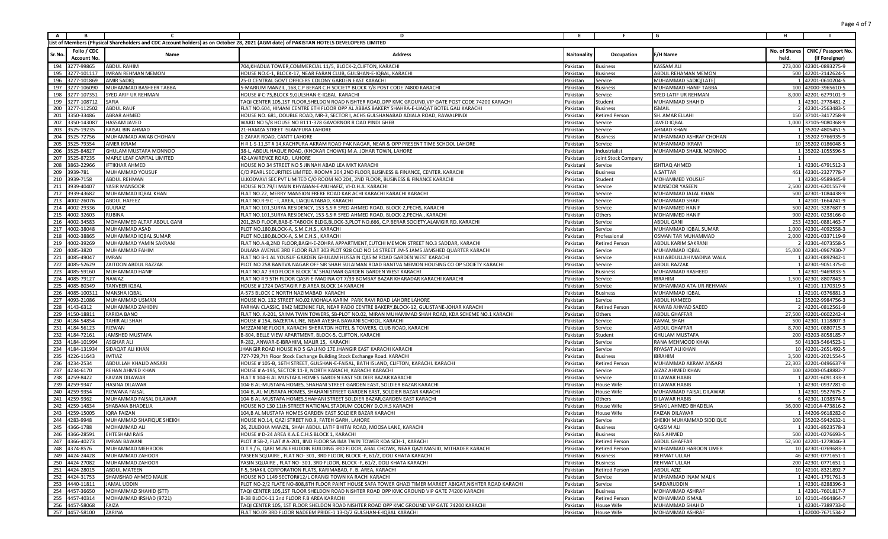List of Members (Physical Shareholders and CDC Account holders) as on October 28, 2021 (AGM date) of PAKISTAN HOTELS DEVELOPERS LIMITED

| Sr.No. | Folio / CDC Account No. | Name | Address | Naitonality | Occupation | F/H Name | No. of Shares held. | CNIC / Passport No. (if Foreigner) |
|---|---|---|---|---|---|---|---|---|
| 194 | 3277-99865 | ABDUL RAHIM | 704,KHADIJA TOWER,COMMERCIAL 11/5, BLOCK-2,CLIFTON, KARACHI | Pakistan | Business | KASSAM ALI | 273,000 | 42301-0893275-9 |
| 195 | 3277-101117 | IMRAN REHMAN MEMON | HOUSE NO.C-1, BLOCK-17, NEAR FARAN CLUB, GULSHAN-E-IQBAL, KARACHI | Pakistan | Business | ABDUL REHAMAN MEMON | 500 | 42201-2142624-5 |
| 196 | 3277-101869 | AMIR SADIQ | 25-D CENTRAL GOVT OFFICERS COLONY GARDEN EAST KARACHI | Pakistan | Service | MUHAMMAD SADIQ(LATE) | 1 | 42201-0610204-5 |
| 197 | 3277-106090 | MUHAMMAD BASHEER TABBA | 5-MARIUM MANZIL ,168,C.P BERAR C.H SOCIETY BLOCK 7/8 POST CODE 74800 KARACHI | Pakistan | Business | MUHAMMAD HANIF TABBA | 100 | 42000-3965610-5 |
| 198 | 3277-107351 | SYED ARIF UR REHMAN | HOUSE # C-75,BLOCK 9,GULSHAN-E-IQBAL KARACHI | Pakistan | Service | SYED LATIF UR REHMAN | 8,000 | 42201-6279101-9 |
| 199 | 3277-108712 | SAFIA | TAQI CENTER 105,1ST FLOOR,SHELDON ROAD NISHTER ROAD,OPP KMC GROUND,VIP GATE POST CODE 74200 KARACHI | Pakistan | Student | MUHAMMAD SHAHID | 1 | 42301-2778481-2 |
| 200 | 3277-112502 | ABDUL RAUF | FLAT NO.604, HIMANI CENTRE 6TH FLOOR OPP AL ABBAS BAKERY SHAHRA-E-LIAQAT BOTEL GALI KARACHI | Pakistan | Business | ISMAIL | 2 | 42301-2563483-5 |
| 201 | 3350-33486 | ABRAR AHMED | HOUSE NO. 681, DOUBLE ROAD, MR-3, SECTOR I, ACHS GULSHANABAD ADIALA ROAD, RAWALPINDI | Pakistan | Retired Person | SH. AMAR ELLAHI | 150 | 37101-3417258-9 |
| 202 | 3350-143087 | HASSAM JAVED | WARD NO 5/8 HOUSE NO B111-378 GAVORNOR R OAD PINDI GHEB | Pakistan | Service | JAVED IQBAL | 1,000 | 37105-9080368-9 |
| 203 | 3525-19235 | FAISAL BIN AHMAD | 21-HAMZA STREET ISLAMPURA LAHORE | Pakistan | Service | AHMAD KHAN | 1 | 35202-4805451-5 |
| 204 | 3525-72756 | MUHAMMAD AWAB CHOHAN | 1-ZAFAR ROAD, CANTT LAHORE | Pakistan | Business | MUHAMMAD ASHRAF CHOHAN | 1 | 35202-9766935-9 |
| 205 | 3525-79354 | AMER IKRAM | H # 1-S-11,ST # 14,KACHPURA AKRAM ROAD PAK NAGAR, NEAR & OPP PRESENT TIME SCHOOL LAHORE | Pakistan | Service | MUHAMMAD IKRAM | 10 | 35202-0186048-5 |
| 206 | 3525-84827 | GHULAM MUSTAFA MONNOO | 38-L, ABDUL HAQUE ROAD, (KHOKAR CHOWK) M.A. JOHAR TOWN, LAHORE | Pakistan | Industrialist | MUHAMMAD SHAKIL MONNOO | 1 | 35202-1055596-5 |
| 207 | 3525-87235 | MAPLE LEAF CAPITAL LIMITED | 42-LAWRENCE ROAD, LAHORE | Pakistan | Joint Stock Company | | 1 | |
| 208 | 3863-22966 | IFTIKHAR AHMED | HOUSE NO 34 STREET NO 5 JINNAH ABAD LEA MKT KARACHI | Pakistani | Service | ISHTIAQ AHMED | 1 | 42301-6791512-3 |
| 209 | 3939-781 | MUHAMMAD YOUSUF | C/O PEARL SECURITIES LIMITED. ROOM#.204,2ND FLOOR,BUSINESS & FINANCE, CENTER. KARACHI | Pakistan | Business | A.SATTAR | 461 | 42301-2327778-7 |
| 210 | 3939-7158 | ABDUL REHMAN | I.I.KODVAVI SEC PVT LIMITED C/O ROOM NO 204, 2ND FLOOR, BUSINESS & FINANCE KARACHI | Pakistan | Student | MOHAMMED YOUSUF | 1 | 42301-9589445-9 |
| 211 | 3939-40407 | YASIR MANSOOR | HOUSE NO.79/II MAIN KHYABAN-E-MUHAFIZ, VI-D.H.A. KARACHI | Pakistan | Service | MANSOOR YASEEN | 2,500 | 42201-6201557-9 |
| 212 | 3939-43682 | MUHAMMAD IQBAL KHAN | FLAT NO.22, MERRY MANSION FRERE ROAD KAR ACHI KARACHI KARACHI | Pakistan | Service | MUHAMMAD JALAL KHAN | 500 | 42301-1084438-9 |
| 213 | 4002-26076 | ABDUL HAFEEZ | FLAT NO.R-9 C - I, AREA, LIAQUATABAD, KARACHI | Pakistan | Service | MUHAMMAD SHAFI | 1 | 42101-1664241-9 |
| 214 | 4002-29336 | GULRAIZ | FLAT NO.101,SURYA RESIDENCY, 153-S,SIR SYED AHMED ROAD, BLOCK-2,PECHS, KARACHI | Pakistan | Service | MUHAMMED HANIF | 500 | 42201-3287687-3 |
| 215 | 4002-32603 | RUBINA | FLAT NO.101,SURYA RESIDENCY, 153-S,SIR SYED AHMED ROAD, BLOCK-2,PECHA., KARACHI | Pakistan | Others | MUHAMMED HANIF | 900 | 42201-0238166-0 |
| 216 | 4002-34583 | MOHAMMED ALTAF ABDUL GANI | 201,2ND FLOOR,BAB-E-TABOOK BLDG,BLOCK-3,PLOT NO.666, C.P.BERAR SOCIETY,ALAMGIR RD. KARACHI | Pakistan | Service | ABDUL GANI | 253 | 42301-0881463-7 |
| 217 | 4002-38048 | MUHAMMAD ASAD | PLOT NO.180,BLOCK-A, S.M.C.H.S., KARACHI | Pakistan | Service | MUHAMMAD IQBAL SUMAR | 1,000 | 42301-4092558-3 |
| 218 | 4002-38865 | MUHAMMAD IQBAL SUMAR | PLOT NO.180,BLOCK-A, S.M.C.H.S., KARACHI | Pakistan | Professional | OSMAN TAR MUHAMMAD | 2,000 | 42201-0337119-9 |
| 219 | 4002-39269 | MUHAMMAD YAMIN SAKRANI | FLAT NO.A-8,2ND FLOOR,BAGH-E-ZOHRA APPARTMENT,CUTCHI MEMON STREET NO.3 SADDAR, KARACHI | Pakistan | Retired Person | ABDUL KARIM SAKRANI | 2 | 42301-4073558-5 |
| 220 | 4085-3820 | MUHAMMAD FAHIM | DULARA AVENUE 3RD FLOOR FLAT 303 PLOT 928 OLD NO 14 STREET JM-5 JAMS JAMSHED QUARTER KARACHI | Pakistan | Service | MUHAMMAD IQBAL | 15,000 | 42301-0967930-7 |
| 221 | 4085-49047 | IMRAN | FLAT NO B-1 AL YOUSUF GARDEN GHULAM HUSSAIN QASIM ROAD GARDEN WEST KARACHI | Pakistan | Service | HAJI ABDULLAH MADINA WALA | 1 | 42301-0892942-1 |
| 222 | 4085-52629 | ZAITOON ABDUL RAZZAK | PLOT NO 258 BANTVA NAGAR OFF SIR SHAH SULAIMAN ROAD BANTVA MEMON HOUSING CO OP SOCIETY KARACHI | Pakistan | Service | ABDUL RAZZAK | 1 | 42301-9051375-0 |
| 223 | 4085-59160 | MUHAMMAD HANIF | FLAT NO.A7 3RD FLOOR BLOCK 'A' SHALIMAR GARDEN GARDEN WEST KARACHI | Pakistan | Business | MUHAMMAD RASHEED | 1 | 42301-9469833-5 |
| 224 | 4085-79127 | NAWAZ | FLAT NO # 9 5TH FLOOR QASR-E-MADINA OT 7/39 BOMBAY BAZAR KHARADAR KARACHI KARACHI | Pakistan | Service | IBRAHIM | 1,500 | 42301-8807843-3 |
| 225 | 4085-80349 | TANVEER IQBAL | HOUSE # 1724 DASTAGIR F.B AREA BLOCK 14 KARACHI | Pakistan | Service | MOHAMMAD ATA-UR-REHMAN | 1 | 42101-1170319-5 |
| 226 | 4085-100311 | MANSHA IQBAL | A-573 BLOCK C NORTH NAZIMABAD KARACHI | Pakistan | Business | MUHAMMAD IQBAL | 1 | 42101-0376881-3 |
| 227 | 4093-21086 | MUHAMMAD USMAN | HOUSE NO. 132 STREET NO.02 MOHALA KARIM PARK RAVI ROAD LAHORE LAHORE | Pakistan | Service | ABDUL HAMEED | 12 | 35202-9984756-3 |
| 228 | 4143-6312 | MUHAMMAD ZAHIDIN | FARHAN CLASSIC, BM2 MEZNINE FLR, NEAR RADO CENTRE BAKERY,BLOCK-12, GULISTANE-JOHAR KARACHI | Pakistan | Retired Person | NAWAB AHMAD SAEED | 2 | 42201-0812561-9 |
| 229 | 4150-18811 | FARIDA BANO | FLAT NO. A-201, SAIMA TWIN TOWERS, SB-PLOT NO.02, MIRAN MUHAMMAD SHAH ROAD, KDA SCHEME NO.1 KARACHI | Pakistan | Others | ABDUL GHAFFAR | 27,500 | 42201-0602242-4 |
| 230 | 4184-54854 | TAHIR ALI SHAH | HOUSE # 154, BAZERTA LINE, NEAR AYESHA BAWANI SCHOOL, KARACHI | Pakistan | Service | KAMAL SHAH | 500 | 42301-1118807-3 |
| 231 | 4184-56123 | RIZWAN | MEZZANINE FLOOR, KARACHI SHERATON HOTEL & TOWERS, CLUB ROAD, KARACHI | Pakistan | Service | ABDUL GHAFFAR | 8,700 | 42301-0880715-3 |
| 232 | 4184-72161 | JAMSHED MUSTAFA | B-804, BELLE VIEW APARTMENT, BLOCK-5, CLIFTON, KARACHI | Pakistan | Student | GHULAM MUSTAFA | 200 | 43203-8058185-7 |
| 233 | 4184-101994 | ASGHAR ALI | R-282, ANWAR-E-IBRAHIM, MALIR 15, KARACHI | Pakistan | Service | RANA MEHMOOD KHAN | 50 | 41303-5464523-1 |
| 234 | 4184-131934 | SIDAQAT ALI KHAN | JHANGIR ROAD HOUSE NO 5 GALI NO 17E JHANGIR EAST KARACHI KARACHI | Pakistan | Service | RIYASAT ALI KHAN | 10 | 42201-2651492-5 |
| 235 | 4226-11643 | IMTIAZ | 727-729,7th Floor Stock Exchange Building Stock Exchange Road. KARACHI | Pakistan | Business | IBRAHIM | 3,500 | 42201-2021554-5 |
| 236 | 4234-2534 | ABDULLAH KHALID ANSARI | HOUSE # 105-B, 16TH STREET, GULSHAN-E-FAISAL, BATH ISLAND, CLIFTON, KARACHI. KARACHI | Pakistan | Retired Person | MUHAMMAD AKRAM ANSARI | 22,303 | 42201-0496637-9 |
| 237 | 4234-6170 | REHAN AHMED KHAN | HOUSE # A-195, SECTOR 11-B, NORTH KARACHI, KARACHI KARACHI | Pakistan | Service | AIZAZ AHMED KHAN | 100 | 42000-0548882-7 |
| 238 | 4259-8422 | FAIZAN DILAWAR | FLAT # 104-B AL MUSTAFA HOMES GARDEN EAST SOLDIER BAZAR KARACHI | Pakistan | Service | DILAWAR HABIB | 1 | 42201-6091333-3 |
| 239 | 4259-9347 | HASINA DILAWAR | 104-B AL-MUSTAFA HOMES, SHAHANI STREET GARDEN EAST, SOLDIER BAZAR KARACHI | Pakistan | House Wife | DILAWAR HABIB | 1 | 42301-0937281-0 |
| 240 | 4259-9354 | RIZWANA FAISAL | 104-B, AL-MUSTAFA HOMES, SHAHANI STREET GARDEN EAST, SOLDIER BAZAR KARACHI | Pakistan | House Wife | MUHAMMAD FAISAL DILAWAR | 1 | 42301-9527675-2 |
| 241 | 4259-9362 | MUHAMMAD FAISAL DILAWAR | 104-B AL-MUSTAFA HOMES,SHAHANI STREET SOLDIER BAZAR,GARDEN EAST KARACHI | Pakistan | Others | DILAWAR HABIB | 6 | 42301-1038574-5 |
| 242 | 4259-14834 | SHABANA BHADELIA | HOUSE NO 130 11th STREET NATIONAL STADIUM COLONY D.O.H.S KARACHI | Pakistan | House Wife | SHAKIL AHMED BHADELIA | 36,000 | 421014-473816-2 |
| 243 | 4259-15005 | IQRA FAIZAN | 104,B AL MUSTAFA HOMES GARDEN EAST SOLDIER BAZAR KARACHI | Pakistan | House Wife | FAIZAN DILAWAR | 1 | 44206-9618282-0 |
| 244 | 4283-9948 | MUHAMMAD SHAFIQUE SHEIKH | HOUSE NO.14, QAZI STREET NO.9, FATEH GARH, LAHORE | Pakistan | Service | SHEIKH MUHAMMAD SIDDIQUE | 100 | 35202-5942632-1 |
| 245 | 4366-1788 | MOHAMMAD ALI | 26, ZULEKHA MANZIL, SHAH ABDUL LATIF BHITAI ROAD, MOOSA LANE, KARACHI | Pakistan | Business | QASSIM ALI | 1 | 42301-8923578-3 |
| 246 | 4366-28591 | EHTESHAM RAIS | HOUSE # D-24 AREA K.A.E.C.H.S BLOCK 1, KARACHI | Pakistan | Business | RAIS AHMED | 500 | 42201-0276693-5 |
| 247 | 4366-40273 | IMRAN BAWANI | PLOT # SB-2, FLAT # A-201, IIND FLOOR SA IMA TWIN TOWER KDA SCH-1, KARACHI | Pakistan | Retired Person | ABDUL GHAFFAR | 52,500 | 42201-1278046-3 |
| 248 | 4374-8576 | MUHAMMAD MEHBOOB | O.T.9 / 6, QARI MUSLEHUDDIN BUILDING 3RD FLOOR, ABAL CHOWK, NEAR QAZI MASJID, MITHADER KARACHI | Pakistan | Retired Person | MUHAMMAD HAROON UMER | 10 | 42301-0769683-3 |
| 249 | 4424-24428 | MUHAMMAD ZAHOOR | YASEEN SQUAIRE , FLAT NO- 301, 3RD FLOOR, BLOCK -F, 61/2, DOLI KHATA KARACHI | Pakistan | Business | REHMAT ULLAH | 46 | 42301-0771651-1 |
| 250 | 4424-27082 | MUHAMMAD ZAHOOR | YASIN SQUAIRE , FLAT NO- 301, 3RD FLOOR, BLOCK -F, 61/2, DOLI KHATA KARACHI | Pakistan | Business | REHMAT ULLAH | 200 | 42301-0771651-1 |
| 251 | 4424-28015 | ABDUL MATEEN | F-5, SHAKIL CORPORATION FLATS, KARIMABAD, F. B. AREA, KARACHI | Pakistan | Retired Person | ABDUL AZIZ | 10 | 42101-8321892-7 |
| 252 | 4424-31753 | SHAMSHAD AHMED MALIK | HOUSE NO 1149 SECTOR#12/L ORANGI TOWN KA RACHI KARACHI | Pakistan | Service | MUHAMMAD INAM MALIK | 1 | 42401-1791761-3 |
| 253 | 4440-11811 | JAMAL UDDIN | PLOT NO-2/2 FLATE NO-808,8TH FLOOR PAINT HOUSE SAFA TOWER GHAZI TIMER MARKET ABIGAT,NISHTER ROAD KARACHI | Pakistan | Service | SARDARUDDIN | 1 | 42301-8288396-3 |
| 254 | 4457-36650 | MOHAMMAD SHAHID (STT) | TAQI CENTER 105,1ST FLOOR SHELDON ROAD NISHTER ROAD OPP KMC GROUND VIP GATE 74200 KARACHI | Pakistan | Business | MOHAMMAD ASHRAF | 1 | 42301-7601817-7 |
| 255 | 4457-40314 | MOHAMMAD IRSHAD (9721) | B-38 BLOCK-11 2nd FLOOR F.B AREA KARACHI | Pakistan | Retired Person | MOHAMMAD ISMAIL | 10 | 42101-4964864-7 |
| 256 | 4457-58068 | FAIZA | TAQI CENTER 105, 1ST FLOOR SHELDON ROAD NISHTER ROAD OPP KMC GROUND VIP GATE 74200 KARACHI | Pakistan | House Wife | MUHAMMAD SHAHID | 1 | 42301-7389733-0 |
| 257 | 4457-58100 | ZARINA | FLAT NO.09 3RD FLOOR NADEEM PRIDE-1 13-D/2 GULSHAN-E-IQBAL KARACHI | Pakistan | House Wife | MOHAMMAD ASHRAF | 1 | 42000-7671534-2 |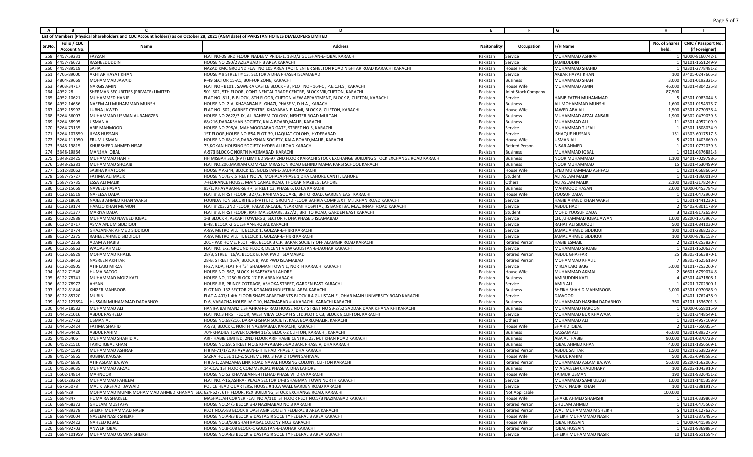List of Members (Physical Shareholders and CDC Account holders) as on October 28, 2021 (AGM date) of PAKISTAN HOTELS DEVELOPERS LIMITED

| Sr.No. | Folio / CDC Account No. | Name | Address | Naitonality | Occupation | F/H Name | No. of Shares held. | CNIC / Passport No. (if Foreigner) |
|---|---|---|---|---|---|---|---|---|
| 258 | 4457-59231 | FAYZAN | FLAT NO-09 3RD FLOOR NADEEM PRIDE-1, 13-D/2 GULSHAN-E-IQBAL KARACHI | Pakistan | Service | MUHAMMAD ASHRAF | 1 | 42000-8160742-1 |
| 259 | 4457-76672 | RASHEEDUDDIN | HOUSE NO 290/2 AZIZABAD F.B AREA KARACHI | Pakistan | Service | JAMILUDDIN | 1 | 42101-1651249-9 |
| 260 | 4457-89519 | SAFIA | NAZAD KMC GROUND FLAT NO 105 AREA TAQI C ENTER SHELTON ROAD NISHTAR ROAD KARACHI KARACHI | Pakistan | House Hold | MUHAMMAD SHAHID | 1 | 42301-2778481-2 |
| 261 | 4705-89000 | AKHTAR HAYAT KHAN | HOUSE # 9 STREET # 13, SECTOR A DHA PHASE-I ISLAMABAD | Pakistan | Service | AKBAR HAYAT KHAN | 100 | 37405-0247665-3 |
| 262 | 4804-29669 | MOHAMMAD JAVAID | R-49 SECTOR 15-A1, BUFFUR ZONE, KARACHI | Pakistan | Business | MUHAMMAD SHAFI | 3,000 | 42501-0192321-5 |
| 263 | 4903-34717 | NARGIS AMIN | FLAT NO - B101 , SAWERA CASTLE BLOCK - 3 , PLOT NO - 164-C , P.E.C.H.S , KARACHI | Pakistan | House Wife | MUHAMMAD AMIN | 46,000 | 42301-4804225-8 |
| 264 | 4952-28 | SHERMAN SECURITIES (PRIVATE) LIMITED | 501-502, 5TH FLOOR, CONTINENTAL TRADE CENTRE, BLOCK VIII,CLIFTON, KARACHI | Pakistan | Joint Stock Company | | 87,500 | |
| 265 | 4952-10621 | MUHAMMED HANIF | FLAT NO. 811, B-BLOCK, 8TH FLOOR, CLIFTON VIEW APPARTMENT, BLOCK 8, CLIFTON, KARACHI | Pakistan | Service | HABIB FATEH MUHAMMAD | 5 | 42301-0983044-5 |
| 266 | 4952-14656 | NAEEM ALI MUHAMMAD MUNSHI | HOUSE NO. 2-A, KHAYABAN-E- GHAZI, PHASE V, D.H.A., KARACHI | Pakistan | Business | ALI MOHAMMAD MUNSHI | 1,600 | 42301-0154375-7 |
| 267 | 4952-15992 | LUBNA JAWED | FLAT NO. 502, GARNET CENTRE, KHAYABAN-E-JAMI, BLOCK 8, CLIFTON, KARACHI | Pakistan | House Wife | JAWED ABA ALI | 1,500 | 42301-8770938-4 |
| 268 | 5264-56007 | MUHAMMAD USMAN AURANGZEB | HOUSE NO 2622/3-IX, AL-RAHEEM COLONY, NISHTER ROAD MULTAN | Pakistan | Business | MUHAMMAD AFZAL ANSARI | 1,900 | 36302-0479039-5 |
| 269 | 5264-58995 | USMAN ALI | 68/216,DARAKSHAN SOCIETY, KALA BOARD,MALIR, KARACHI | Pakistan | Business | MUHAMMAD ALI | 11 | 42301-4957109-9 |
| 270 | 5264-73135 | ARIF MAHMOOD | HOUSE NO.798/A, MAHMOODABAD GATE, STREET NO.5, KARACHI | Pakistan | Service | MUHAMMAD TUFAIL | 1 | 42301-1808034-9 |
| 271 | 5264-107859 | ILYAS HUSSAIN | 1ST FLOOR,HOUSE NO.854,PLOT-39, LIAQUAT COLONY, HYDERABAD | Pakistan | Service | ISHAQUE HUSSAIN | 151 | 41303-6017517-5 |
| 272 | 5264-111950 | ERUM USMAN | HOUSE NO.68/216,DARAKSHAN SOCIETY, KALA BOARD,MALIR, KARACHI | Pakistan | House Wife | USMAN ALI | 5 | 42201-1403669-0 |
| 273 | 5348-19815 | KHURSHEED AHMED NISAR | 73,KOKAN HOUSING SOCIETY HYDER ALI ROAD KARACHI | Pakistan | Retired Person | NISAR AHMED | 1 | 42201-0772039-3 |
| 274 | 5348-19864 | MANSHA IQBAL | A-573 BLOCK-C NORTH NAZIMABAD KARACHI | Pakistan | Business | MUHAMMAD IQBAL | 1 | 42101-0376881-3 |
| 275 | 5348-20425 | MUHAMMAD HANIF | HH MISBAH SEC.(PVT) LIMITED 96-97 2ND FLOOR KARACHI STOCK EXCHANGE BUILDING STOCK EXCHANGE ROAD KARACHI | Pakistan | Business | NOOR MUHAMMAD | 1,100 | 42401-7029798-5 |
| 276 | 5348-26281 | MUHAMMAD SHOAIB | FLAT NO.206,MARIAM COMPLEX MRASTON ROAD BEHIND MAMA PARSI SCHOOL KARACHI | Pakistan | Business | NOOR MUHAMMAD | 15 | 42301-4630499-9 |
| 277 | 5512-80062 | SABIHA KHATOON | HOUSE # A-344, BLOCK 15, GULISTAN-E- JAUHAR KARACHI | Pakistan | House Wife | SYED MUHAMMAD ASHFAQ | 1 | 42201-0668666-0 |
| 278 | 5587-75727 | FATIMA ALI MALIK | HOUSE NO.43-J,STREET NO.76, MOHALA PHASE 1,DHA LAHORE CANTT. LAHORE | Pakistan | Student | ALI ASLAM MALIK | 1 | 42301-1360013-0 |
| 279 | 5587-75735 | ESSA ALI MALIK | 7-FLORANCE HOUSE, MAIN CANAL ROAD, THOKAR NIAZBEG, LAHORE | Pakistan | Others | ALI ASLAM MALIK | 2,100 | 42301-3178240-7 |
| 280 | 6122-15669 | NAVEED HASAN | 95/1, KHAYABAN-E-SEHR, STREET 13, PHASE 6, D.H.A KARACHI | Pakistan | Business | MAHMOOD HASAN | 2,000 | 42000-0453784-3 |
| 281 | 6122-16519 | NAFEESA DADA | FLAT # 3, FIRST FLOOR, 327/2, RAHIMA SQUARE, BRITO ROAD, GARDEN EAST KARACHI | Pakistan | House Wife | YOUSUF DADA | 1 | 42201-0472960-0 |
| 282 | 6122-18630 | NAJEEB AHMED KHAN WARSI | FOUNDATION SECURITIES (PVT) LTD, GROUND FLOOR BAHRIA COMPLEX II M.T.KHAN ROAD KARACHI | Pakistan | Service | HABIB AHMED KHAN WARSI | 1 | 42501-1441230-1 |
| 283 | 6122-19174 | HAMZO KHAN MEMON | FLAT # 203, 2ND FLOOR, FALAK ARCADE, NEAR OMI HOSPITAL, JS BANK IBA, M.A.JINNAH ROAD KARACHI | Pakistan | Service | ABDUL HADI | 2 | 45402-6801178-9 |
| 284 | 6122-31377 | MARIYA DADA | FLAT # 3, FIRST FLOOR, RAHIMA SQUARE, 327/2 , BRITTO ROAD, GARDEN EAST KARACHI | Pakistan | Student | MOHD YOUSUF DADA | 3 | 42201-8172658-0 |
| 285 | 6122-32888 | MUHAMMAD NAVEED IQBAL | 1-B BLOCK 4, ASKARI TOWERS 3, SECTOR F, DHA PHASE 5 ISLAMABAD | Pakistan | Service | CH. ,UHAMMAD IQBAL AWAN | 1,000 | 35200-1573967-5 |
| 286 | 6122-40717 | ASMA ANJUM SIDDIQUI | B-48, BLOCK -2 GULSHAN-E-IQBAL KARACHI | Pakistan | Service | RAHAT ALI SIDDIQUI | 500 | 42201-6841030-0 |
| 287 | 6122-40774 | GHAZANFAR AHMED SIDDIQUI | A-99, METRO VILL III, BLOCK 1, GULZAR-E-HIJRI KARACHI | Pakistan | Service | JAMAL AHMED SIDDIQUI | 100 | 42501-2868232-5 |
| 288 | 6122-42275 | RAHEEL AHMED SIDDIQUI | A-99, METRO VILL III, BLOCK 1, GULZAR-E- HIJRI KARACHI | Pakistan | Service | JAMAL AHMED SIDDIQUI | 100 | 42000-8783153-7 |
| 289 | 6122-42358 | ADAM A HABIB | 201 - PAK HOME, PLOT -86, BLOCK 3 C.P. BARAR SOCIETY OFF ALAMGIR ROAD KARACHI | Pakistan | Retired Person | HABIB ESMAIL | 2 | 42201-0253820-7 |
| 290 | 6122-55863 | WAQAS AHMED | FLAT NO. E-2, GROUND FLOOR, DECENT VIEW GULISTAN-E-JAUHAR KARACHI | Pakistan | Service | MUHAMMAD SHOAIB | 1 | 42201-1620637-7 |
| 291 | 6122-56929 | MOHAMMAD KHALIL | 28/B, STREET 16/A, BLOCK B, PAK PWD ISLAMABAD | Pakistan | Retired Person | ABDUL GHAFFAR | 25 | 38303-1663870-1 |
| 292 | 6122-58453 | NASREEN AKHTAR | 28-B, STREET 16/A, BLOCK B, PAK PWD ISLAMABAD | Pakistan | Retired Person | MOHAMMAD KHALIL | 7 | 38303-1625618-0 |
| 293 | 6122-60905 | ATIF LAIQ MIRZA | H-27, KDA, FLAT PH "3" SHADMAN TOWN 1, NORTH KARACHI KARACHI | Pakistan | Service | MIRZA LAIQ BAIG | 5,000 | 42101-7253260-7 |
| 294 | 6122-71548 | HUMA BATOOL | HOUSE NO. 967, BLOCK-H SABZAZAR LAHORE | Pakistan | House Wife | MUHAMMAD AKMAL | 2 | 36601-6799074-8 |
| 295 | 6122-78741 | MUHAMMAD MOIZ KAZI | HOUSE NO, 1250 BLOCK 17 F.B.AREA KARACHI | Pakistan | Business | AMIRUDDIN KAZI | 4 | 42301-4471808-1 |
| 296 | 6122-78972 | AHSAN | HOUSE # 8, PRINCE COTTAGE, ASHOKA STREET, GARDEN EAST KARACHI | Pakistan | Service | AMIR ALI | 1 | 42201-7702900-1 |
| 297 | 6122-81844 | KHIZER MAHBOOB | PLOT NO. 132 SECTOR 23 KORANGI INDUSTRIAL AREA KARACHI | Pakistan | Business | SHEIKH SHAHID MAHMBOOB | 3,000 | 42301-0970386-9 |
| 298 | 6122-85720 | MUBIN | FLAT A-407/1 4th FLOOR SHAES APARTMENTS BLOCK # 4 GULISTAN-E-JOHAR MAIN UNIVERSITY ROAD KARACHI | Pakistan | Service | DAWOOD | 1 | 42401-1762438-9 |
| 299 | 6122-127894 | HUSSAIN MUHAMMAD DADABHOY | D-6, VARACHA HOUSE IV-C 10, NAZIMABAD # 4 KARACHI. KARACHI KARACHI | Pakistan | Business | MUHAMMAD HASHIM DADABHOY | 360 | 42101-1536701-3 |
| 300 | 6445-18582 | MUHAMMAD ALI | HANIFA BAI MANZIL SHAHRAH-E-IRAQ HOUSE NO 07 STREET NO SB-2/52 SADDAR DAAK KHANA KHI KARACHI | Pakistan | Business | MUHAMMAD HAROON | 1 | 42000-0658015-9 |
| 301 | 6445-21016 | ABDUL RASHEED | FLAT NO.3 FIRST FLOOR, WEST VIEW CO-OP H S LTD,PLOT C C3, BLOCK 8,CLIFTON, KARACHI | Pakistan | Service | MUHAMMAD BUX KHAWAJA | 1 | 42301-3448549-1 |
| 302 | 6445-27732 | USMAN ALI | HOUSE NO.68/216, DARAKHSHAN SOCIETY, KALA BOARD,MALIR, KARACHI | Pakistan | Others | MUHAMMAD ALI | 1 | 42301-4957109-9 |
| 303 | 6445-62424 | FATIMA SHAHID | A-573, BLOCK C, NORTH NAZIMABAD, KARACHI, KARACHI | Pakistan | House Wife | SHAHID IQBAL | 2 | 42101-7650355-4 |
| 304 | 6445-64420 | ABDUL RAHIM | 704-KHADIJA TOWER COMM 11/5, BLOCK-2 CLIFTON, KARACHI, KARACHI | Pakistan | Business | KASSAM ALI | 46,000 | 42301-0893275-9 |
| 305 | 6452-5406 | MUHAMMAD SHAHID ALI | ARIF HABIB LIMITED, 2ND FLOOR ARIF HABIB CENTRE, 23, M.T.KHAN ROAD KARACHI | Pakistan | Business | ABA ALI HABIB | 90,000 | 42301-0870728-7 |
| 306 | 6452-21510 | TARIQ IQBAL KHAN | HOUSE NO.69, STREET NO.6 KHAYABAN-E-BADBAN, PHASE V, DHA KARACHI | Pakistan | Business | IQBAL AHMED KHAN | 4,000 | 61101-1856569-1 |
| 307 | 6452-41591 | MUHAMMAD ASHRAF | H # M-71/1/2, KHAYABAN-E-ITTEHAD PHASE 7, DHA KARACHI | Pakistan | Retired Person | ABDUL SATTAR | 1,500 | 42201-3638229-9 |
| 308 | 6452-45865 | RUBINA KAUSAR | SAZRA HOUSE 112-Z, SCHEME NO. 3 FARID TOWN SAHIWAL | Pakistan | House Wife | ABDUL RAHIM | 500 | 36502-6948585-2 |
| 309 | 6452-46830 | ATIF ASLAM BAJWA | H # A-1, ZAMZAMA LINK ROAD NAVAL HOUSING COLONY, CLIFTON KARACHI | Pakistan | Retired Person | MUHAMMAD ASLAM BAJWA | 56,000 | 35200-1562060-5 |
| 310 | 6452-59635 | MUHAMMAD AFZAL | 14-CCA, 1ST FLOOR, COMMERCIAL PHASE V, DHA LAHORE | Pakistan | Business | M A SALEEM CHAUDHARY | 100 | 35202-1043910-7 |
| 311 | 6502-14814 | MAHNOOR | HOUSE NO 52 KHAYABAN-E-ITTEHAD PHASE VI DHA KARACHI | Pakistan | House Wife | TAIMUR USMAN | 190 | 42201-9326451-2 |
| 312 | 6601-29224 | MUHAMMAD FAHEEM | FLAT NO.P-16,ASHRAF PLAZA SECTOR 14-B SHABMAN TOWN NORTH KARACHI | Pakistan | Service | MUHAMMAD SAMI ULLAH | 1,000 | 42101-1405358-9 |
| 313 | 6676-5078 | MALIK ARSHAD JAWAID | POLICE HEAD QUARTERS, HOUSE # 10.A WALL GARDEN ROAD KARACHI | Pakistan | Service | MALIK NADIR KHAN | 100 | 42301-3881917-5 |
| 314 | 6684-29 | MOHAMMAD MUNIR MOHAMMAD AHMED KHANANI SEC | 624-627, 6TH FLOOR, PSX BUILDING, STOCK EXCHANGE ROAD, KARACHI | Pakistan | Not Applicable | | 100,000 | |
| 315 | 6684-847 | HUMAIRA SHAKEEL | MASHALLAH CORNER FLAT NO.A/110 IST FLOOR PLOT NO.5/B NAZIMABAD KARACHI | Pakistan | House Wife | SHAKIL AHMED SHAMSHI | 1 | 42101-6339863-0 |
| 316 | 6684-68372 | GHULAM MUSTAFA | HOUSE NO.24/5 BLOCK 3-D NAZIMABAD NO.3 KARACHI | Pakistan | Retired Person | GHULAM AHMED | 1 | 42101-6475502-7 |
| 317 | 6684-89378 | SHEIKH MUHAMMAD NASIR | PLOT NO.A-83 BLOCK 9 DASTAGIR SOCIETY FEDERAL B AREA KARACHI | Pakistan | Retired Person | WALI MUHAMMAD M SHEIKH | 5 | 42101-6127627-5 |
| 318 | 6684-90004 | NASEEM NASIR SHEIKH | HOUSE NO.A-83 BLOCK 9 DASTAGIR SOCEITY FEDERAL B AREA KARACHI | Pakistan | House Wife | SHEIKH MUHAMMAD NASIR | 5 | 42101-3872495-6 |
| 319 | 6684-92422 | NAHEED IQBAL | HOUSE NO.3/508 SHAH FAISAL COLONY NO.3 KARACHI | Pakistan | House Wife | IQBAL HUSSAIN | 1 | 42000-0415982-0 |
| 320 | 6684-92703 | ANWER IQBAL | HOUSE NO.B-108 BLOCK-1 GULISTAN-E-JAUHAR KARACHI | Pakistan | Retired Person | IQBAL HUSSAIN | 1 | 42201-9369885-7 |
| 321 | 6684-101959 | MUHAMMAD USMAN SHEIKH | HOUSE NO.A-83 BLOCK 9 DASTAGIR SOCEITY FEDERAL B AREA KARACHI | Pakistan | Service | SHEIKH MUHAMMAD NASIR | 10 | 42101-9611594-7 |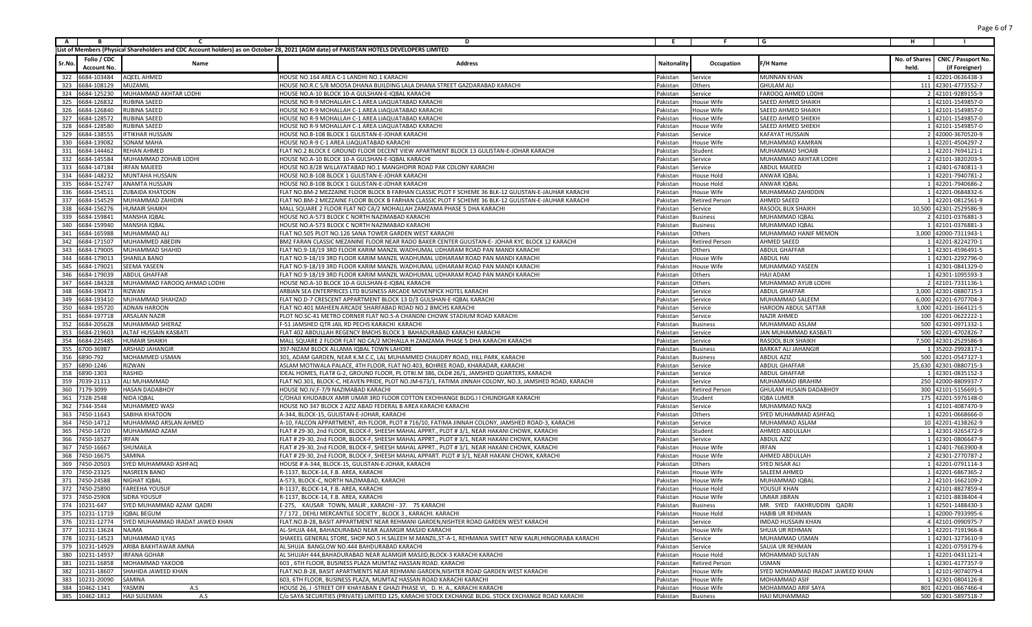List of Members (Physical Shareholders and CDC Account holders) as on October 28, 2021 (AGM date) of PAKISTAN HOTELS DEVELOPERS LIMITED

| Sr.No. | Folio / CDC Account No. | Name | Address | Naitonality | Occupation | F/H Name | No. of Shares held. | CNIC / Passport No. (if Foreigner) |
|---|---|---|---|---|---|---|---|---|
| 322 | 6684-103484 | AQEEL AHMED | HOUSE NO.164 AREA C-1 LANDHI NO.1 KARACHI | Pakistan | Service | MUNNAN KHAN | 1 | 42201-0636438-3 |
| 323 | 6684-108129 | MUZAMIL | HOUSE NO.R.C 5/8 MOOSA DHANA BUILDING LALA DHANA STREET GAZDARABAD KARACHI | Pakistan | Others | GHULAM ALI | 111 | 42301-4773552-7 |
| 324 | 6684-125230 | MUHAMMAD AKHTAR LODHI | HOUSE NO.A-10 BLOCK 10-A GULSHAN-E-IQBAL KARACHI | Pakistan | Service | FAROOQ AHMED LODHI | 2 | 42101-9289155-9 |
| 325 | 6684-126832 | RUBINA SAEED | HOUSE NO R-9 MOHALLAH C-1 AREA LIAQUATABAD KARACHI | Pakistan | House Wife | SAEED AHMED SHAIKH | 1 | 42101-1549857-0 |
| 326 | 6684-126840 | RUBINA SAEED | HOUSE NO R-9 MOHALLAH C-1 AREA LIAQUATABAD KARACHI | Pakistan | House Wife | SAEED AHMED SHAIKH | 1 | 42101-1549857-0 |
| 327 | 6684-128572 | RUBINA SAEED | HOUSE NO R-9 MOHALLAH C-1 AREA LIAQUATABAD KARACHI | Pakistan | House Wife | SAEED AHMED SHIEKH | 1 | 42101-1549857-0 |
| 328 | 6684-128580 | RUBINA SAEED | HOUSE NO R-9 MOHALLAH C-1 AREA LIAQUATABAD KARACHI | Pakistan | House Wife | SAEED AHMED SHIEKH | 1 | 42101-1549857-0 |
| 329 | 6684-138555 | IFTIKHAR HUSSAIN | HOUSE NO.B-108 BLOCK 1 GULISTAN-E-JOHAR KARACHI | Pakistan | Service | KAFAYAT HUSSAIN | 2 | 42000-3670520-9 |
| 330 | 6684-139082 | SONAM MAHA | HOUSE NO.R-9 C-1 AREA LIAQUATABAD KARACHI | Pakistan | House Wife | MUHAMMAD KAMRAN | 1 | 42201-4504297-2 |
| 331 | 6684-144462 | REHAN AHMED | FLAT NO.2 BLOCK E GROUND FLOOR DECENT VIEW APARTMENT BLOCK 13 GULISTAN-E-JOHAR KARACHI | Pakistan | Student | MUHAMMAD SHOAIB | 1 | 42201-7694121-1 |
| 332 | 6684-145584 | MUHAMMAD ZOHAIB LODHI | HOUSE NO.A-10 BLOCK 10-A GULSHAN-E-IQBAL KARACHI | Pakistan | Service | MUHAMMAD AKHTAR LODHI | 2 | 42101-3820203-5 |
| 333 | 6684-147184 | IRFAN MAJEED | HOUSE NO.8/28 WILLAYATABAD NO.1 MANGHOPIR ROAD PAK COLONY KARACHI | Pakistan | Service | ABDUL MAJEED | 1 | 42401-6740811-3 |
| 334 | 6684-148232 | MUNTAHA HUSSAIN | HOUSE NO.B-108 BLOCK 1 GULISTAN-E-JOHAR KARACHI | Pakistan | House Hold | ANWAR IQBAL | 1 | 42201-7940781-2 |
| 335 | 6684-152747 | ANAMTA HUSSAIN | HOUSE NO.B-108 BLOCK 1 GULISTAN-E-JOHAR KARACHI | Pakistan | House Hold | ANWAR IQBAL | 1 | 42201-7940686-2 |
| 336 | 6684-154511 | ZUBAIDA KHATOON | FLAT NO.BM-2 MEZZAINE FLOOR BLOCK B FARHAN CLASSIC PLOT F SCHEME 36 BLK-12 GULISTAN-E-JAUHAR KARACHI | Pakistan | House Wife | MUHAMMAD ZAHIDDIN | 1 | 42201-0684832-6 |
| 337 | 6684-154529 | MUHAMMAD ZAHIDIN | FLAT NO.BM-2 MEZZAINE FLOOR BLOCK B FARHAN CLASSIC PLOT F SCHEME 36 BLK-12 GULISTAN-E-JAUHAR KARACHI | Pakistan | Retired Person | AHMED SAEED | 1 | 42201-0812561-9 |
| 338 | 6684-156276 | HUMAIR SHAIKH | MALL SQUARE 2 FLOOR FLAT NO CA/2 MOHALLAH ZAMZAMA PHASE 5 DHA KARACHI | Pakistan | Service | RASOOL BUX SHAIKH | 10,500 | 42301-2529586-9 |
| 339 | 6684-159841 | MANSHA IQBAL | HOUSE NO.A-573 BLOCK C NORTH NAZIMABAD KARACHI | Pakistan | Business | MUHAMMAD IQBAL | 2 | 42101-0376881-3 |
| 340 | 6684-159940 | MANSHA IQBAL | HOUSE NO.A-573 BLOCK C NORTH NAZIMABAD KARACHI | Pakistan | Business | MUHAMMAD IQBAL | 1 | 42101-0376881-3 |
| 341 | 6684-165988 | MUHAMMAD ALI | FLAT NO.505 PLOT NO.126 SANA TOWER GARDEN WEST KARACHI | Pakistan | Others | MUHAMMAD HANIF MEMON | 3,000 | 42000-7311943-1 |
| 342 | 6684-171507 | MUHAMMED ABEDIN | BM2 FARAN CLASSIC MEZANINE FLOOR NEAR RADO BAKER CENTER GULISTAN-E- JOHAR KYC BLOCK 12 KARACHI | Pakistan | Retired Person | AHMED SAEED | 1 | 42201-8224270-1 |
| 343 | 6684-179005 | MUHAMMAD SHAHID | FLAT NO.9-18/19 3RD FLOOR KARIM MANZIL WADHUMAL UDHARAM ROAD PAN MANDI KARACHI | Pakistan | Others | ABDUL GHAFFAR | 1 | 42301-4596491-5 |
| 344 | 6684-179013 | SHANILA BANO | FLAT NO.9-18/19 3RD FLOOR KARIM MANZIL WADHUMAL UDHARAM ROAD PAN MANDI KARACHI | Pakistan | House Wife | ABDUL HAI | 1 | 42301-2292796-0 |
| 345 | 6684-179021 | SEEMA YASEEN | FLAT NO.9-18/19 3RD FLOOR KARIM MANZIL WADHUMAL UDHARAM ROAD PAN MANDI KARACHI | Pakistan | House Wife | MUHAMMAD YASEEN | 1 | 42301-0841329-0 |
| 346 | 6684-179039 | ABDUL GHAFFAR | FLAT NO.9-18/19 3RD FLOOR KARIM MANZIL WADHUMAL UDHARAM ROAD PAN MANDI KARACHI | Pakistan | Others | HAJI ADAM | 1 | 42301-1095593-3 |
| 347 | 6684-184328 | MUHAMMAD FAROOQ AHMAD LODHI | HOUSE NO.A-10 BLOCK 10-A GULSHAN-E-IQBAL KARACHI | Pakistan | Others | MUHAMMAD AYUB LODHI | 2 | 42101-7331136-1 |
| 348 | 6684-190473 | RIZWAN | ARBIAN SEA ENTERPRICES LTD BUSINESS ARCADE MOVENPICK HOTEL KARACHI | Pakistan | Service | ABDUL GHAFFAR | 3,000 | 42301-0880715-3 |
| 349 | 6684-193410 | MUHAMMAD SHAHZAD | FLAT NO.D-7 CRESCENT APPARTMENT BLOCK 13 D/3 GULSHAN-E-IQBAL KARACHI | Pakistan | Service | MUHAMMAD SALEEM | 6,000 | 42201-6707704-3 |
| 350 | 6684-195720 | ADNAN HAROON | FLAT NO.401 MAHEEN ARCADE SHARFABAD ROAD NO.2 BMCHS KARACHI | Pakistan | Service | HAROON ABDUL SATTAR | 3,000 | 42201-1664121-5 |
| 351 | 6684-197718 | ARSALAN NAZIR | PLOT NO.SC-41 METRO CORNER FLAT NO.5-A CHANDNI CHOWK STADIUM ROAD KARACHI | Pakistan | Service | NAZIR AHMED | 100 | 42201-0622222-1 |
| 352 | 6684-205628 | MUHAMMAD SHERAZ | F-51 JAMSHED QTR JAIL RD PECHS KARACHI KARACHI | Pakistan | Business | MUHAMMAD ASLAM | 500 | 42301-0971332-1 |
| 353 | 6684-219603 | ALTAF HUSSAIN KASBATI | FLAT 402 ABDULLAH REGENCY BMCHS BLOCK 3 BAHADURABAD KARACHI KARACHI | Pakistan | Service | JAN MUHAMMAD KASBATI | 500 | 42201-4702826-7 |
| 354 | 6684-225485 | HUMAIR SHAIKH | MALL SQUARE 2 FLOOR FLAT NO CA/2 MOHALLA H ZAMZAMA PHASE 5 DHA KARACHI KARACHI | Pakistan | Service | RASOOL BUX SHAIKH | 7,500 | 42301-2529586-9 |
| 355 | 6700-36987 | ARSHAD JAHANGIR | 397-NIZAM BLOCK ALLAMA IQBAL TOWN LAHORE | Pakistan | Business | BARKAT ALI JAHANGIR | 1 | 35202-2992817-1 |
| 356 | 6890-792 | MOHAMMED USMAN | 301, ADAM GARDEN, NEAR K.M.C.C, LAL MUHAMMED CHAUDRY ROAD, HILL PARK, KARACHI | Pakistan | Business | ABDUL AZIZ | 500 | 42201-0547327-3 |
| 357 | 6890-1246 | RIZWAN | ASLAM MOTIWALA PALACE, 4TH FLOOR, FLAT NO.403, BOHREE ROAD, KHARADAR, KARACHI | Pakistan | Service | ABDUL GHAFFAR | 25,630 | 42301-0880715-3 |
| 358 | 6890-1303 | RASHID | IDEAL HOMES, FLAT# G-2, GROUND FLOOR, PL OT#J.M 386, OLD# 26/1, JAMSHED QUARTERS, KARACHI | Pakistan | Service | ABDUL GHAFFAR | 1 | 42301-0835152-3 |
| 359 | 7039-21113 | ALI MUHAMMAD | FLAT NO.301, BLOCK-C, HEAVEN PRIDE, PLOT NO.JM-673/1, FATIMA JINNAH COLONY, NO.3, JAMSHED ROAD, KARACHI | Pakistan | Service | MUHAMMAD IBRAHIM | 250 | 42000-8809937-7 |
| 360 | 7179-3099 | HASAN DADABHOY | HOUSE NO.IV,F-7/9 NAZIMABAD KARACHI | Pakistan | Retired Person | GHULAM HUSAIN DADABHOY | 300 | 42101-5156691-5 |
| 361 | 7328-2548 | NIDA IQBAL | C/OHAJI KHUDABUX AMIR UMAR 3RD FLOOR COTTON EXCHHANGE BLDG.I I CHUNDIGAR KARACHI | Pakistan | Student | IQBA LUMER | 175 | 42201-5976148-0 |
| 362 | 7344-3544 | MUHAMMED WASI | HOUSE NO 347 BLOCK 2 AZIZ ABAD FEDERAL B AREA KARACHI KARACHI | Pakistan | Service | MUHAMMAD NAQI | 1 | 42101-4087470-9 |
| 363 | 7450-11643 | SABIHA KHATOON | A-344, BLOCK-15, GULISTAN-E-JOHAR, KARACHI | Pakistan | Others | SYED MUHAMMAD ASHFAQ | 1 | 42201-0668666-0 |
| 364 | 7450-14712 | MUHAMMAD ARSLAN AHMED | A-10, FALCON APPARTMENT, 4th FLOOR, PLOT # 716/10, FATIMA JINNAH COLONY, JAMSHED ROAD-3, KARACHI | Pakistan | Service | MUHAMMAD ASLAM | 10 | 42201-4138262-9 |
| 365 | 7450-14720 | MUHAMMAD AZAM | FLAT # 29-30, 2nd FLOOR, BLOCK-F, SHEESH MAHAL APPRT., PLOT # 3/1, NEAR HAKANI CHOWK, KARACHI | Pakistan | Student | AHMED ABDULLAH | 1 | 42301-9265472-9 |
| 366 | 7450-16527 | IRFAN | FLAT # 29-30, 2nd FLOOR, BLOCK-F, SHEESH MAHAL APPRT., PLOT # 3/1, NEAR HAKANI CHOWK, KARACHI | Pakistan | Service | ABDUL AZIZ | 1 | 42301-0806647-9 |
| 367 | 7450-16667 | SHUMAILA | FLAT # 29-30, 2nd FLOOR, BLOCK-F, SHEESH MAHAL APPRT., PLOT # 3/1, NEAR HAKANI CHOWK, KARACHI | Pakistan | House Wife | IRFAN | 1 | 42401-7663900-8 |
| 368 | 7450-16675 | SAMINA | FLAT # 29-30, 2nd FLOOR, BLOCK-F, SHEESH MAHAL APPART. PLOT # 3/1, NEAR HAKANI CHOWK, KARACHI | Pakistan | House Wife | AHMED ABDULLAH | 2 | 42301-2770787-2 |
| 369 | 7450-20503 | SYED MUHAMMAD ASHFAQ | HOUSE # A-344, BLOCK-15, GULISTAN-E-JOHAR, KARACHI | Pakistan | Others | SYED NISAR ALI | 1 | 42201-0791114-3 |
| 370 | 7450-23325 | NASREEN BANO | R-1137, BLOCK-14, F.B. AREA, KARACHI | Pakistan | House Wife | SALEEM AHMED | 1 | 42201-6867365-2 |
| 371 | 7450-24588 | NIGHAT IQBAL | A-573, BLOCK-C, NORTH NAZIMABAD, KARACHI | Pakistan | House Wife | MUHAMMAD IQBAL | 2 | 42101-1662109-2 |
| 372 | 7450-25890 | FAREEHA YOUSUF | R-1137, BLOCK-14, F.B. AREA, KARACHI | Pakistan | House Hold | YOUSUF KHAN | 2 | 42101-8827859-4 |
| 373 | 7450-25908 | SIDRA YOUSUF | R-1137, BLOCK-14, F.B. AREA, KARACHI | Pakistan | House Wife | UMIAR JIBRAN | 1 | 42101-8838404-4 |
| 374 | 10231-647 | SYED MUHAMMAD AZAM QADRI | E-275, KAUSAR TOWN, MALIR , KARACHI - 37. 75 KARACHI | Pakistan | Business | MR. SYED FAKHRUDDIN QADRI | 1 | 42501-1488430-3 |
| 375 | 10231-11719 | IQBAL BEGUM | 7 / 172 , DEHLI MERCANTILE SOCIETY , BLOCK 3 , KARACHI. KARACHI | Pakistan | House Hold | HABIB UR REHMAN | 1 | 42000-7933995-6 |
| 376 | 10231-12774 | SYED MUHAMMAD IRADAT JAWED KHAN | FLAT.NO.B-28, BASIT APPARTMENT NEAR REHMANI GARDEN,NISHTER ROAD GARDEN WEST KARACHI | Pakistan | Service | IMDAD HUSSAIN KHAN | 4 | 42101-0990975-7 |
| 377 | 10231-13624 | NAJMA | AL-SHUJA 444, BAHADURABAD NEAR ALAMGIR MASJID KARACHI | Pakistan | House Wife | SHUJA UR REHMAN | 1 | 42201-7191966-8 |
| 378 | 10231-14523 | MUHAMMAD ILYAS | SHAKEEL GENERAL STORE, SHOP.NO.5 H.SALEEH M.MANZIL,ST-A-1, REHMANIA SWEET NEW KALRI,HINGORABA KARACHI | Pakistan | Service | MUHAMMAD USMAN | 1 | 42301-3273610-9 |
| 379 | 10231-14929 | ARIBA BAKHTAWAR AMNA | AL SHUJA BANGLOW NO.444 BAHDURABAD KARACHI | Pakistan | Service | SAUJA UR REHMAN | 1 | 42201-0759179-6 |
| 380 | 10231-14937 | IRFANA GOHAR | AL SHUJAH 444,BAHADURABAD NEAR ALAMGIR MASJID,BLOCK-3 KARACHI KARACHI | Pakistan | House Hold | MOHAMMAD SULTAN | 1 | 42201-0431121-4 |
| 381 | 10231-16858 | MOHAMMAD YAKOOB | 603 , 6TH FLOOR, BUSINESS PLAZA MUMTAZ HASSAN ROAD. KARACHI | Pakistan | Retired Person | USMAN | 1 | 42301-4177357-9 |
| 382 | 10231-18607 | SHAHIDA JAWEED KHAN | FLAT.NO.B-28, BASIT APARTMENTS NEAR REHMANI GARDEN,NISHTER ROAD GARDEN WEST KARACHI | Pakistan | House Wife | SYED MOHAMMAD IRADAT JAWEED KHAN | 1 | 42101-9074079-4 |
| 383 | 10231-20090 | SAMINA | 603, 6TH FLOOR, BUSINESS PLAZA, MUMTAZ HASSAN ROAD KARACHI KARACHI | Pakistan | House Wife | MOHAMMAD ASIF | 1 | 42301-0804126-8 |
| 384 | 10462-1341 | YASMIN A.S | HOUSE 26, J -STREET OFF KHAYABAN E GHAZI PHASE VI, D. H. A., KARACHI KARACHI | Pakistan | House Wife | MOHAMMAD ARIF SAYA | 801 | 42201-0667466-4 |
| 385 | 10462-1812 | HAJI SULEMAN A.S | C/o SAYA SECURITIES (PRIVATE) LIMITED 125, KARACHI STOCK EXCHANGE BLDG. STOCK EXCHANGE ROAD KARACHI | Pakistan | Business | HAJI MUHAMMAD | 500 | 42301-5897518-7 |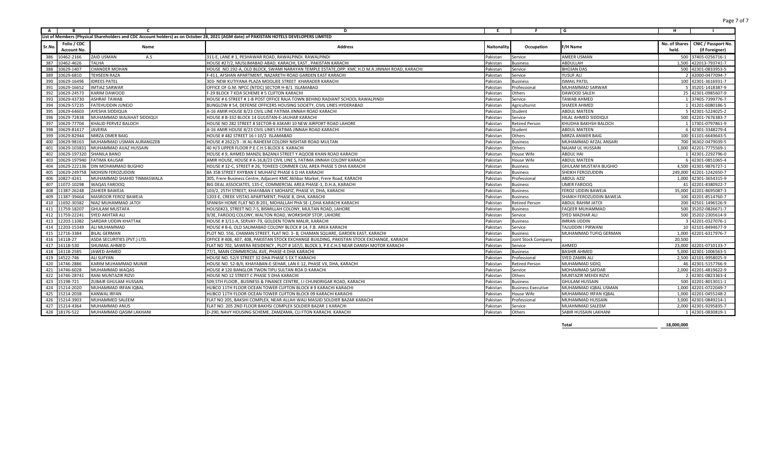| A | B | C | D | E | F | G | H | I |
|---|---|---|---|---|---|---|---|---|
| List of Members (Physical Shareholders and CDC Account holders) as on October 28, 2021 (AGM date) of PAKISTAN HOTELS DEVELOPERS LIMITED | | | | | | | | |
| Sr.No. | Folio / CDC Account No. | Name | Address | Naitonality | Occupation | F/H Name | No. of Shares held. | CNIC / Passport No. (if Foreigner) |
| 386 | 10462-2166 | ZAID USMAN A.S | 311-E, LANE # 1, PESHAWAR ROAD, RAWALPINDI. RAWALPINDI | Pakistan | Service | AMEER USMAN | 500 | 37405-0256716-1 |
| 387 | 10462-4626 | TALHA | HOUSE #27/2, MUSLIMABAD ABAD, KARACHI, EAST , PAKISTAN KARACHI | Pakistan | Business | ABDULLAH | 1,500 | 422013-793741-7 |
| 388 | 10629-1407 | CHANDER MOHAN | HOUSE NO.192-A, OLD BLOCK, SWAMI NARAYAN TEMPLE ESTATE,OPP: KMC H.O M.A.JINNAH ROAD, KARACHI | Pakistan | Service | BHOJAN DAS | 500 | 42301-0833953-5 |
| 389 | 10629-6810 | TEHSEEN RAZA | F-411, AFSHAN APARTMENT, NAZARETH ROAD GARDEN EAST KARACHI | Pakistan | Service | YUSUF ALI | 2 | 42000-0477094-7 |
| 390 | 10629-16496 | IDREES PATEL | 303- NEW KUTIYANA PLAZA MOOLJEE STREET KHARADER KARACHI | Pakistan | Business | ISMAIL PATEL | 100 | 42301-3616931-7 |
| 391 | 10629-16652 | IMTIAZ SARWAR | OFFICE OF G.M. NPCC (NTDC) SECTOR H-8/1 ISLAMABAD | Pakistan | Professional | MUHAMMAD SARWAR | 5 | 35201-1418387-9 |
| 392 | 10629-24573 | KARIM DAWOOD | F-29 BLOCK 7 KDA SCHEME # 5 CLIFTON KARACHI | Pakistan | Others | DAWOOD SALEH | 25 | 42301-0985607-9 |
| 393 | 10629-43730 | ASHRAF TAWAB | HOUSE # 6 STREET # 1-B POST OFFICE RAJA TOWN BEHIND RADIANT SCHOOL RAWALPINDI | Pakistan | Service | TAWAB AHMED | 1 | 37405-7399776-7 |
| 394 | 10629-57235 | FATEHUDDIN JUNEJO | BUNGLOW # 54, DEFENSE OFFICERS HOUSING SOCIETY, CIVIL LINES HYDERABAD | Pakistan | Agriculturist | SHAEER AHMED | 1 | 41201-6080186-5 |
| 395 | 10629-64603 | AYESHA SIDDIQUA | A-16 AMIR HOUSE 8/23 CIVIL LINE FATIMA JINNAH ROAD KARACHI | Pakistan | Student | ABDUL MATEEN | 5 | 42301-5224025-2 |
| 396 | 10629-72838 | MUHAMMAD WAJAHAT SIDDIQUI | HOUSE # B-332 BLOCK 14 GULISTAN-E-JAUHAR KARACHI | Pakistan | Service | HILAL AHMED SIDDIQUI | 500 | 42201-7676383-7 |
| 397 | 10629-77704 | KHALID PERVEZ BALOCH | HOUSE NO 282 STREET 8 SECTOR-B ASKARI 10 NEW AIRPORT ROAD LAHORE | Pakistan | Retired Person | KHUDHA BAKHSH BALOCH | 1 | 17301-0797861-9 |
| 398 | 10629-81417 | JAVERIA | A-16 AMIR HOUSE 8/23 CIVIL LINES FATIMA JINNAH ROAD KARACHI | Pakistan | Student | ABDUL MATEEN | 6 | 42301-3348279-4 |
| 399 | 10629-82944 | MIRZA OMER BAIG | HOUSE # 482 STREET 16 I-10/2 ISLAMABAD | Pakistan | Others | MIRZA ANWER BAIG | 100 | 61101-6649643-5 |
| 400 | 10629-98163 | MUHAMMAD USMAN AURANGZEB | HOUSE # 2622/3 - IX AL-RAHEEM COLONY NISHTAR ROAD MULTAN | Pakistan | Business | MUHAMMAD AFZAL ANSARI | 700 | 36302-0479039-5 |
| 401 | 10629-103831 | MUHAMMAD AIJAZ HUSSAIN | 40 H/3 UPPER FLOOR P.E.C.H.S BLOCK 6 KARACHI | Pakistan | Others | NAJAM UL HUSSAIN | 1,000 | 42201-7775569-1 |
| 402 | 10629-197320 | SHANILA BANO | HOUSE # 9, AHMED MANZIL BAZANJI STREET Y AQOOB KHAN ROAD KARACHI | Pakistan | House Wife | ABDUL HAI | 1 | 42301-2292796-0 |
| 403 | 10629-197940 | FATIMA KAUSAR | AMIR HOUSE, HOUSE # A-16,8/23 CIVIL LINE S, FATIMA JINNAH COLONY KARACHI | Pakistan | House Wife | ABDUL MATEEN | 6 | 42301-0851065-4 |
| 404 | 10629-222136 | DIN MOHAMMAD BUGHIO | HOUSE # 32-C, STREET # 26, TOHEED COMMER CIAL AREA PHASE 5 DHA KARACHI | Pakistan | Business | GHULAM MUSTAFA BUGHIO | 4,500 | 42301-9876727-1 |
| 405 | 10629-249758 | MOHSIN FEROZUDDIN | 8A 35B STREET KHYBAN E MUHAFIZ PHASE 6 D HA KARACHI | Pakistan | Business | SHEIKH FEROZUDDIN | 249,000 | 42201-1242650-7 |
| 406 | 10827-4241 | MUHAMMAD SHAHID TINMASWALA | 305, Frere Business Centre, Adjacent KMC Akhbar Market, Frere Road, KARACHI | Pakistan | Professional | ABDUL AZIZ | 1,000 | 42301-3654315-9 |
| 407 | 11072-10298 | WAQAS FAROOQ | BIG DEAL ASSOCIATES, 135-C, COMMERCIAL AREA PHASE-1, D.H.A, KARACHI | Pakistan | Business | UMER FAROOQ | 41 | 42201-8380922-7 |
| 408 | 11387-26248 | ZAHEER BAWEJA | 103/2, 25TH STREET, KHAYABAN E MOHAFIZ, PHASE VI, DHA, KARACHI | Pakistan | Business | FEROZ UDDIN BAWEJA | 35,000 | 42201-8695087-3 |
| 409 | 11387-39464 | MASROOR FEROZ BAWEJA | 1203-E, CREEK VISTAS APARTMENT, PHASE 8, DHA, KARACHI | Pakistan | Business | SHAIKH FEROZUDDIN BAWEJA | 100 | 42201-8514760-7 |
| 410 | 11692-30382 | NIAZ MUHAMMAD JATOI | SPANISH HOME FLAT NO.B-201, MOHALLAH PHA SE-1,DHA KARACHI KARACHI | Pakistan | Retired Person | ABDUL RAHIM JATOI | 200 | 42501-1496526-9 |
| 411 | 11759-18207 | GHULAM MUSTAFA | HOUSE#23, STREET NO.7-S, BISMILLAH COLONY, MULTAN ROAD, LAHORE | Pakistan | Business | FAQEER MUHAMMAD | 500 | 35202-0826671-7 |
| 412 | 11759-22241 | SYED AKHTAR ALI | 9/3E, FAROOQ COLONY, WALTON ROAD, WORKSHOP STOP, LAHORE | Pakistan | Service | SYED MAZHAR ALI | 500 | 35202-2305614-9 |
| 413 | 12203-11082 | SARDAR UDDIN KHATTAK | HOUSE # 3/11-A, SERVAY-79, GOLDEN TOWN MALIR, KARACHI | Pakistan | Business | IMRAN UDDIN | 3 | 42201-0327076-1 |
| 414 | 12203-15349 | ALI MUHAMMAD | HOUSE # B-6, OLD SALIMABAD COLONY BLOCK # 14, F.B. AREA KARACHI | Pakistan | Service | TAJUDDIN I PIRWANI | 10 | 42101-8494677-9 |
| 415 | 12716-3384 | BILAL GERMAN | PLOT NO. 556, CHAMAN STREET, FLAT NO. 3- B, CHAMAN SQUARE, GARDEN EAST, KARACHI | Pakistan | Business | MUHAMMAD TUFIQ GERMAN | 1,000 | 42201-6317976-7 |
| 416 | 14118-27 | ASDA SECURITIES (PVT.) LTD. | OFFICE # 406, 407, 408, PAKISTAN STOCK EXCHANGE BUILDING, PAKISTAN STOCK EXCHANGE, KARACHI | Pakistan | Joint Stock Company | | 20,500 | |
| 417 | 14118-530 | SHUMAIL AHMED | FLAT NO 702, SAWERA RESIDENCY , PLOT # 167/J, BLOCK 3, P.E.C.H.S NEAR DANISH MOTOR KARACHI | Pakistan | Service | AHMED | 23,000 | 42201-0710133-7 |
| 418 | 14118-2585 | JAWED AHMED | 77/1, MAIN COMMERCIAL AVE, PHASE-4 DHA KARACHI | Pakistan | Business | BASHIR AHMED | 5,000 | 42301-1006563-5 |
| 419 | 14522-746 | ALI SUFYAN | HOUSE NO. 52/II STREET 32 DHA PHASE 5 EX T KARACHI | Pakistan | Professional | SYED ZAMIN ALI | 2,500 | 42101-9958025-9 |
| 420 | 14746-2886 | KARIM MUHAMMAD MUNIR | HOUSE NO. 52-B/II, KHAYABAN-E-SEHAR, LAN E-12, PHASE VII, DHA, KARACHI | Pakistan | Retired Person | MUHAMMAD SIDIQ | 46 | 42301-5157766-9 |
| 421 | 14746-6028 | MUHAMMAD WAQAS | HOUSE # 120 BANGLOR TWON TIPU SULTAN ROA D KARACHI | Pakistan | Service | MOHAMMAD SAFDAR | 2,000 | 42201-4819622-9 |
| 422 | 14746-28741 | RANI MUNTAZIR RIZVI | HOUSE NO 12 STREET C PHASE 5 DHA KARACHI | Pakistan | Others | MUNTAZIR MEHDI RIZVI | 2 | 42301-0823363-4 |
| 423 | 15198-721 | ZUBAIR GHULAM HUSSAIN | 509,5TH FLOOR , BUSINESS & FINANCE CENTRE, I.I CHUNDRIGAR ROAD, KARACHI | Pakistan | Business | GHULAM HUSSAIN | 500 | 42201-8013011-1 |
| 424 | 15214-2020 | MUHAMMAD IRFAN IQBAL | HUBCO 11TH FLOOR OCEAN TOWER CLIFTON BLOCK # 9 KARACHI KARACHI | Pakistan | Business Executive | MUHAMMAD IQBAL USMAN | 1,000 | 42201-0722049-7 |
| 425 | 15214-2038 | KANWAL IRFAN | HUBCO 11TH FLOOR OCEAN TOWER CLIFTON BLOCK 09 KARACHI KARACHI | Pakistan | House Wife | MUHAMMAD IRFAN IQBAL | 1,000 | 42201-0455248-2 |
| 426 | 15214-3903 | MUHAMMED SALEEM | FLAT NO 205, BAKSHI COMPLEX, NEAR ALLAH WALI MASJID SOLDIER BAZAR KARACHI | Pakistan | Professional | MUHAMMAD HUSSAIN | 3,000 | 42301-0849214-1 |
| 427 | 15214-4364 | MUHAMMAD ANUS | FLAT NO. 205 2ND FLOOR BAKHSI COMPLEX SOLDIER BAZAR 1 KARACHI | Pakistan | Service | MUAHMMAD SALEEM | 2,000 | 42301-9295835-7 |
| 428 | 18176-522 | MUHAMMAD QASIM LAKHANI | D-290, NAVY HOUSING SCHEME, ZAMZAMA, CLI FTON KARACHI. KARACHI | Pakistan | Others | SABIR HUSSAIN LAKHANI | 1 | 42301-0830819-1 |
| | | | | | | Total | 18,000,000 | |